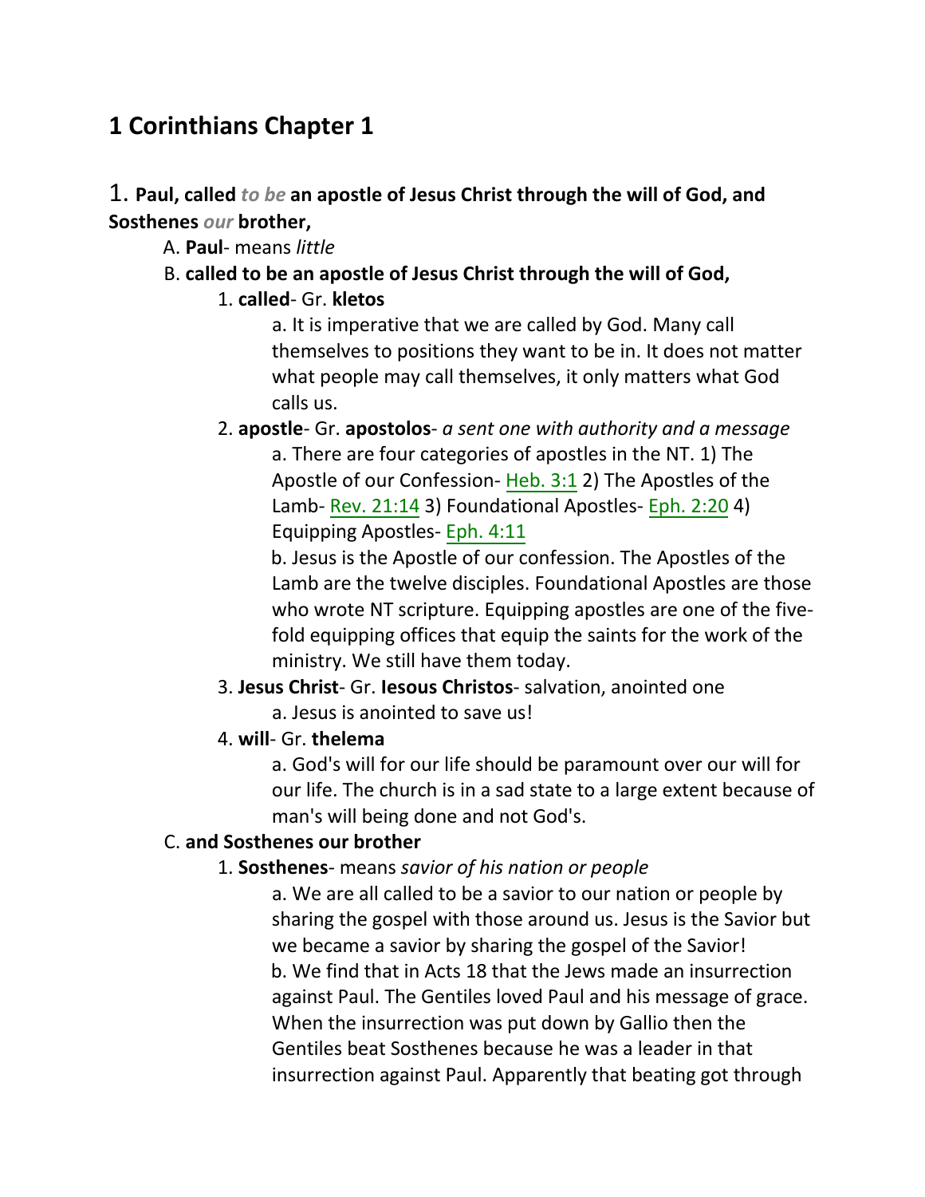# 1 Corinthians Chapter 1

1. **Paul, called** *to be* **an apostle of Jesus Christ through the will of God, and Sosthenes** *our* **brother,**

A. **Paul**- means *little*

B. **called to be an apostle of Jesus Christ through the will of God,**

1. **called**- Gr. **kletos**

a. It is imperative that we are called by God. Many call themselves to positions they want to be in. It does not matter what people may call themselves, it only matters what God calls us.

2. **apostle**- Gr. **apostolos**- *a sent one with authority and a message*

a. There are four categories of apostles in the NT. 1) The Apostle of our Confession- Heb. 3:1 2) The Apostles of the Lamb- Rev. 21:14 3) Foundational Apostles- Eph. 2:20 4) Equipping Apostles- Eph. 4:11

b. Jesus is the Apostle of our confession. The Apostles of the Lamb are the twelve disciples. Foundational Apostles are those who wrote NT scripture. Equipping apostles are one of the five-fold equipping offices that equip the saints for the work of the ministry. We still have them today.

3. **Jesus Christ**- Gr. **Iesous Christos**- salvation, anointed one

a. Jesus is anointed to save us!

4. **will**- Gr. **thelema**

a. God's will for our life should be paramount over our will for our life. The church is in a sad state to a large extent because of man's will being done and not God's.

C. **and Sosthenes our brother**

1. **Sosthenes**- means *savior of his nation or people*

a. We are all called to be a savior to our nation or people by sharing the gospel with those around us. Jesus is the Savior but we became a savior by sharing the gospel of the Savior!

b. We find that in Acts 18 that the Jews made an insurrection against Paul. The Gentiles loved Paul and his message of grace. When the insurrection was put down by Gallio then the Gentiles beat Sosthenes because he was a leader in that insurrection against Paul. Apparently that beating got through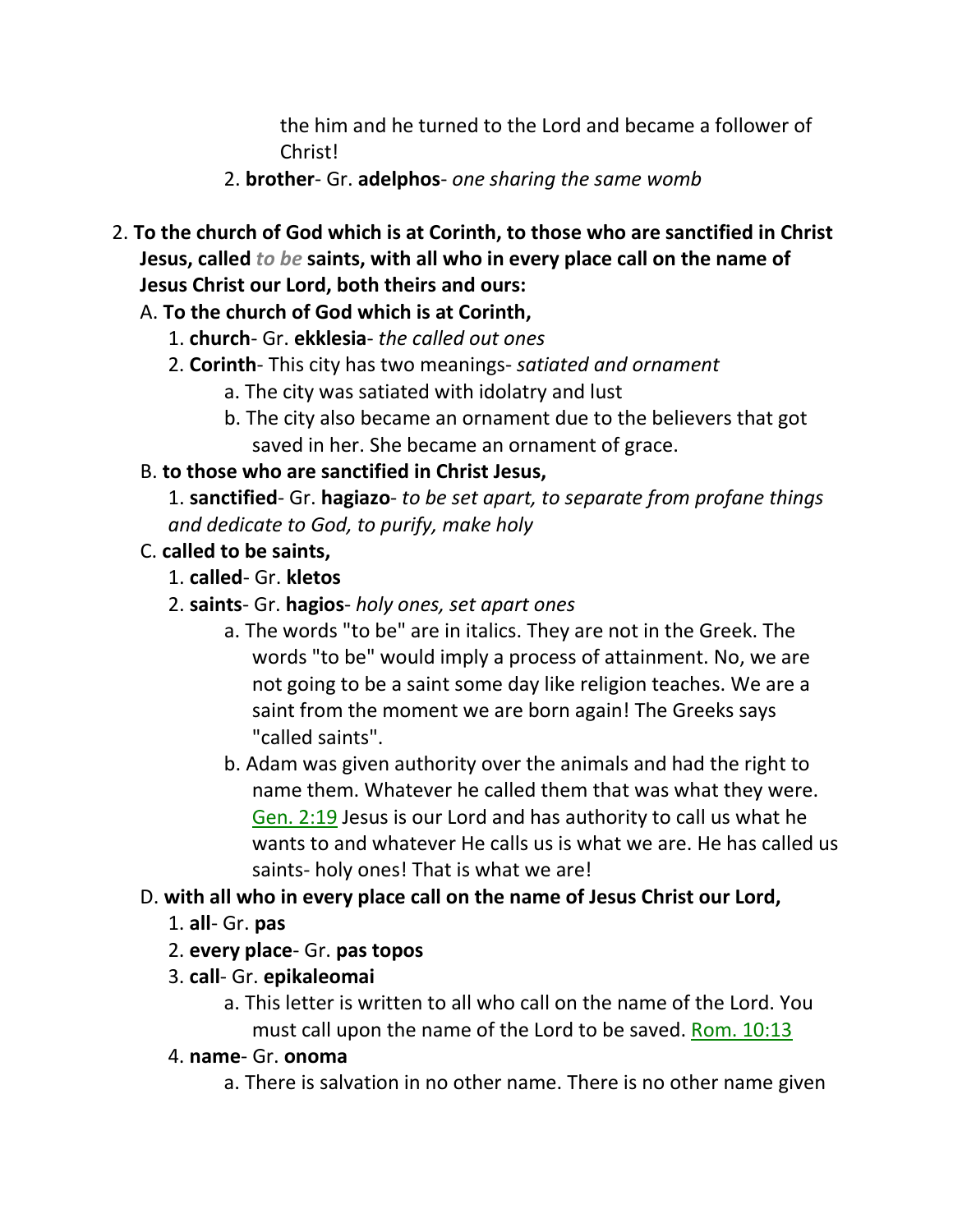the him and he turned to the Lord and became a follower of Christ!

2. **brother**- Gr. **adelphos**- *one sharing the same womb*

2. **To the church of God which is at Corinth, to those who are sanctified in Christ Jesus, called *to be* saints, with all who in every place call on the name of Jesus Christ our Lord, both theirs and ours:**

A. **To the church of God which is at Corinth,**

1. **church**- Gr. **ekklesia**- *the called out ones*
2. **Corinth**- This city has two meanings- *satiated and ornament*
   a. The city was satiated with idolatry and lust
   b. The city also became an ornament due to the believers that got saved in her. She became an ornament of grace.

B. **to those who are sanctified in Christ Jesus,**

1. **sanctified**- Gr. **hagiazo**- *to be set apart, to separate from profane things and dedicate to God, to purify, make holy*

C. **called to be saints,**

1. **called**- Gr. **kletos**
2. **saints**- Gr. **hagios**- *holy ones, set apart ones*
   a. The words "to be" are in italics. They are not in the Greek. The words "to be" would imply a process of attainment. No, we are not going to be a saint some day like religion teaches. We are a saint from the moment we are born again! The Greeks says "called saints".
   b. Adam was given authority over the animals and had the right to name them. Whatever he called them that was what they were. Gen. 2:19 Jesus is our Lord and has authority to call us what he wants to and whatever He calls us is what we are. He has called us saints- holy ones! That is what we are!

D. **with all who in every place call on the name of Jesus Christ our Lord,**

1. **all**- Gr. **pas**
2. **every place**- Gr. **pas topos**
3. **call**- Gr. **epikaleomai**
   a. This letter is written to all who call on the name of the Lord. You must call upon the name of the Lord to be saved. Rom. 10:13
4. **name**- Gr. **onoma**
   a. There is salvation in no other name. There is no other name given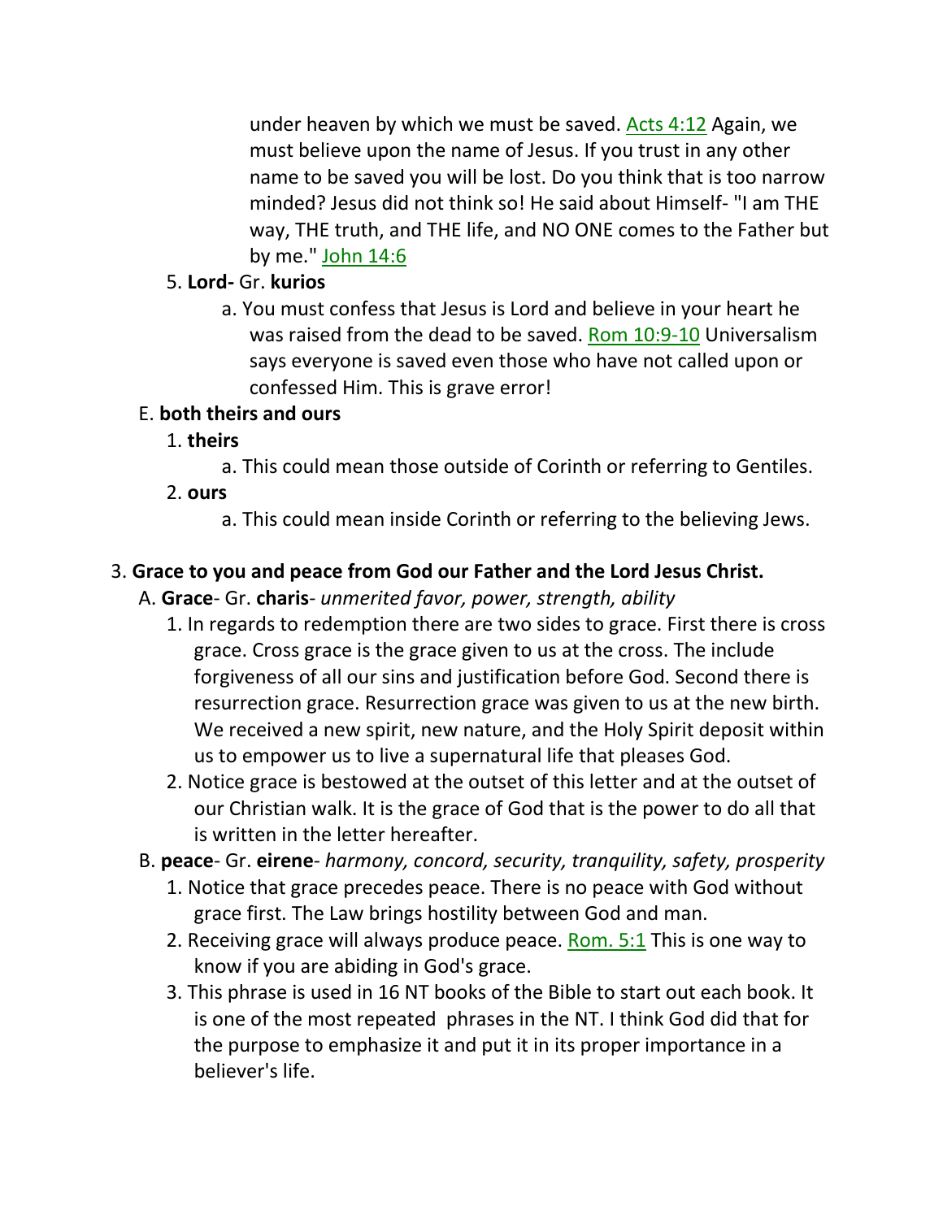under heaven by which we must be saved. Acts 4:12 Again, we must believe upon the name of Jesus. If you trust in any other name to be saved you will be lost. Do you think that is too narrow minded? Jesus did not think so! He said about Himself- "I am THE way, THE truth, and THE life, and NO ONE comes to the Father but by me." John 14:6

5. **Lord-** Gr. **kurios**
   a. You must confess that Jesus is Lord and believe in your heart he was raised from the dead to be saved. Rom 10:9-10 Universalism says everyone is saved even those who have not called upon or confessed Him. This is grave error!

E. **both theirs and ours**

1. **theirs**
   a. This could mean those outside of Corinth or referring to Gentiles.
2. **ours**
   a. This could mean inside Corinth or referring to the believing Jews.

3. **Grace to you and peace from God our Father and the Lord Jesus Christ.**

A. **Grace**- Gr. **charis**- *unmerited favor, power, strength, ability*

1. In regards to redemption there are two sides to grace. First there is cross grace. Cross grace is the grace given to us at the cross. The include forgiveness of all our sins and justification before God. Second there is resurrection grace. Resurrection grace was given to us at the new birth. We received a new spirit, new nature, and the Holy Spirit deposit within us to empower us to live a supernatural life that pleases God.
2. Notice grace is bestowed at the outset of this letter and at the outset of our Christian walk. It is the grace of God that is the power to do all that is written in the letter hereafter.

B. **peace**- Gr. **eirene**- *harmony, concord, security, tranquility, safety, prosperity*

1. Notice that grace precedes peace. There is no peace with God without grace first. The Law brings hostility between God and man.
2. Receiving grace will always produce peace. Rom. 5:1 This is one way to know if you are abiding in God's grace.
3. This phrase is used in 16 NT books of the Bible to start out each book. It is one of the most repeated phrases in the NT. I think God did that for the purpose to emphasize it and put it in its proper importance in a believer's life.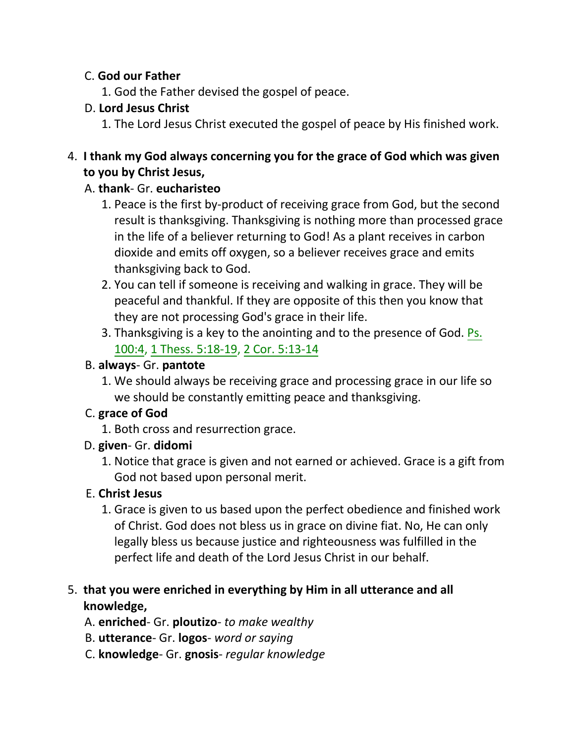C. **God our Father**

1. God the Father devised the gospel of peace.

D. **Lord Jesus Christ**

1. The Lord Jesus Christ executed the gospel of peace by His finished work.

4. **I thank my God always concerning you for the grace of God which was given to you by Christ Jesus,**

A. **thank**- Gr. **eucharisteo**

1. Peace is the first by-product of receiving grace from God, but the second result is thanksgiving. Thanksgiving is nothing more than processed grace in the life of a believer returning to God! As a plant receives in carbon dioxide and emits off oxygen, so a believer receives grace and emits thanksgiving back to God.
2. You can tell if someone is receiving and walking in grace. They will be peaceful and thankful. If they are opposite of this then you know that they are not processing God's grace in their life.
3. Thanksgiving is a key to the anointing and to the presence of God. Ps. 100:4, 1 Thess. 5:18-19, 2 Cor. 5:13-14

B. **always**- Gr. **pantote**

1. We should always be receiving grace and processing grace in our life so we should be constantly emitting peace and thanksgiving.

C. **grace of God**

1. Both cross and resurrection grace.

D. **given**- Gr. **didomi**

1. Notice that grace is given and not earned or achieved. Grace is a gift from God not based upon personal merit.

E. **Christ Jesus**

1. Grace is given to us based upon the perfect obedience and finished work of Christ. God does not bless us in grace on divine fiat. No, He can only legally bless us because justice and righteousness was fulfilled in the perfect life and death of the Lord Jesus Christ in our behalf.

5. **that you were enriched in everything by Him in all utterance and all knowledge,**

A. **enriched**- Gr. **ploutizo**- *to make wealthy*
B. **utterance**- Gr. **logos**- *word or saying*
C. **knowledge**- Gr. **gnosis**- *regular knowledge*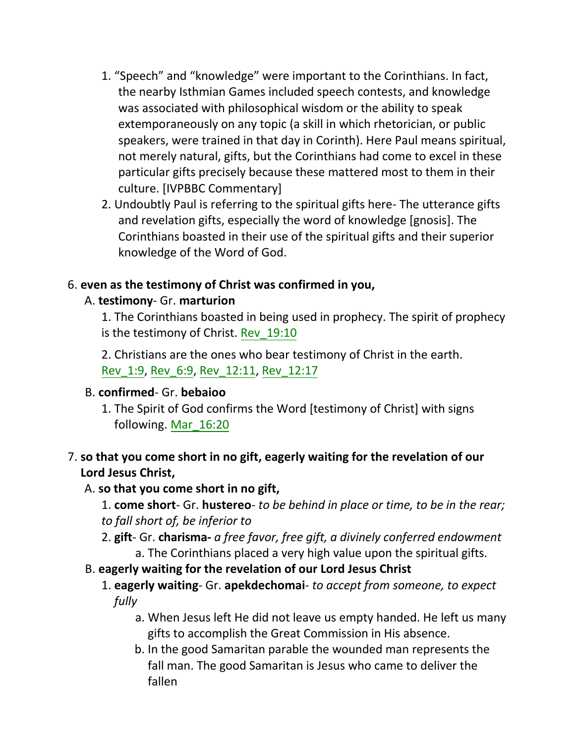1. "Speech" and "knowledge" were important to the Corinthians. In fact, the nearby Isthmian Games included speech contests, and knowledge was associated with philosophical wisdom or the ability to speak extemporaneously on any topic (a skill in which rhetorician, or public speakers, were trained in that day in Corinth). Here Paul means spiritual, not merely natural, gifts, but the Corinthians had come to excel in these particular gifts precisely because these mattered most to them in their culture. [IVPBBC Commentary]
2. Undoubtly Paul is referring to the spiritual gifts here- The utterance gifts and revelation gifts, especially the word of knowledge [gnosis]. The Corinthians boasted in their use of the spiritual gifts and their superior knowledge of the Word of God.

6. **even as the testimony of Christ was confirmed in you,**

   A. **testimony**- Gr. **marturion**

      1. The Corinthians boasted in being used in prophecy. The spirit of prophecy is the testimony of Christ. Rev_19:10

      2. Christians are the ones who bear testimony of Christ in the earth. Rev_1:9, Rev_6:9, Rev_12:11, Rev_12:17

   B. **confirmed**- Gr. **bebaioo**

      1. The Spirit of God confirms the Word [testimony of Christ] with signs following. Mar_16:20

7. **so that you come short in no gift, eagerly waiting for the revelation of our Lord Jesus Christ,**

   A. **so that you come short in no gift,**

      1. **come short**- Gr. **hustereo**- *to be behind in place or time, to be in the rear; to fall short of, be inferior to*

      2. **gift**- Gr. **charisma-** *a free favor, free gift, a divinely conferred endowment*

         a. The Corinthians placed a very high value upon the spiritual gifts.

   B. **eagerly waiting for the revelation of our Lord Jesus Christ**

      1. **eagerly waiting**- Gr. **apekdechomai**- *to accept from someone, to expect fully*

         a. When Jesus left He did not leave us empty handed. He left us many gifts to accomplish the Great Commission in His absence.

         b. In the good Samaritan parable the wounded man represents the fall man. The good Samaritan is Jesus who came to deliver the fallen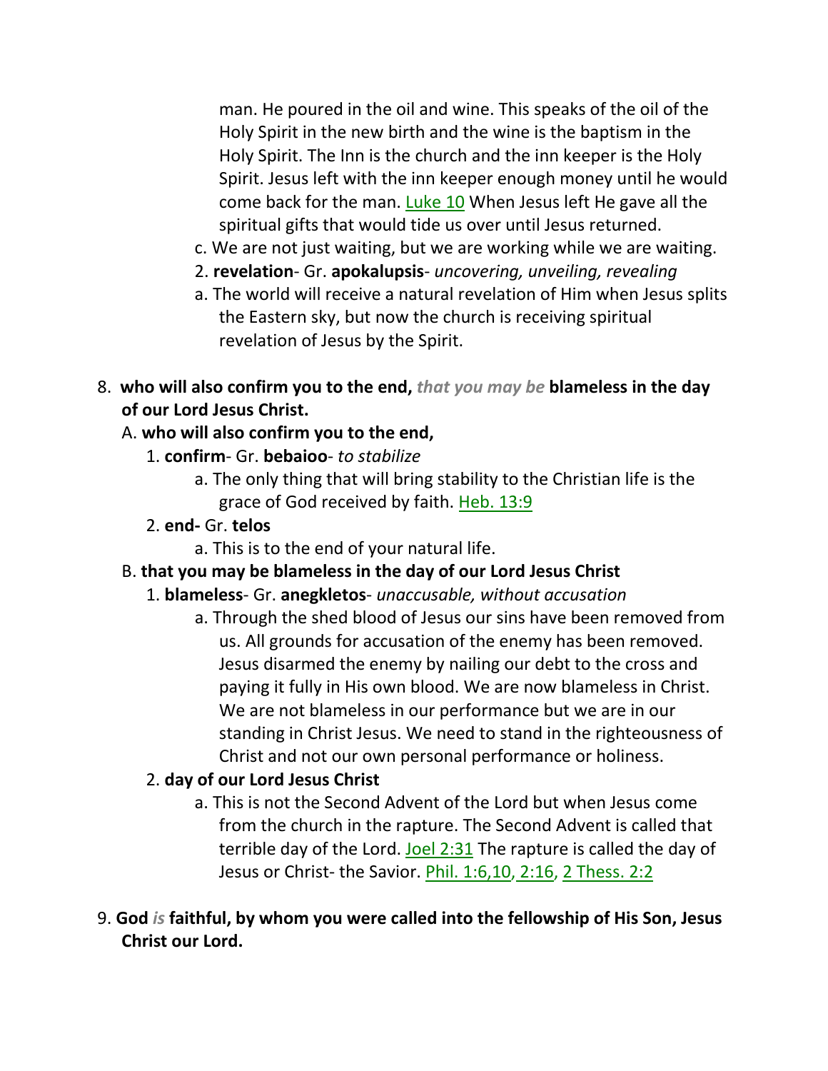man. He poured in the oil and wine. This speaks of the oil of the Holy Spirit in the new birth and the wine is the baptism in the Holy Spirit. The Inn is the church and the inn keeper is the Holy Spirit. Jesus left with the inn keeper enough money until he would come back for the man. Luke 10 When Jesus left He gave all the spiritual gifts that would tide us over until Jesus returned.

c. We are not just waiting, but we are working while we are waiting.

2. **revelation**- Gr. **apokalupsis**- *uncovering, unveiling, revealing*

a. The world will receive a natural revelation of Him when Jesus splits the Eastern sky, but now the church is receiving spiritual revelation of Jesus by the Spirit.

8. **who will also confirm you to the end,** ***that you may be*** **blameless in the day of our Lord Jesus Christ.**

A. **who will also confirm you to the end,**

1. **confirm**- Gr. **bebaioo**- *to stabilize*

a. The only thing that will bring stability to the Christian life is the grace of God received by faith. Heb. 13:9

2. **end-** Gr. **telos**

a. This is to the end of your natural life.

B. **that you may be blameless in the day of our Lord Jesus Christ**

1. **blameless**- Gr. **anegkletos**- *unaccusable, without accusation*

a. Through the shed blood of Jesus our sins have been removed from us. All grounds for accusation of the enemy has been removed. Jesus disarmed the enemy by nailing our debt to the cross and paying it fully in His own blood. We are now blameless in Christ. We are not blameless in our performance but we are in our standing in Christ Jesus. We need to stand in the righteousness of Christ and not our own personal performance or holiness.

2. **day of our Lord Jesus Christ**

a. This is not the Second Advent of the Lord but when Jesus come from the church in the rapture. The Second Advent is called that terrible day of the Lord. Joel 2:31 The rapture is called the day of Jesus or Christ- the Savior. Phil. 1:6,10, 2:16, 2 Thess. 2:2

9. **God** ***is*** **faithful, by whom you were called into the fellowship of His Son, Jesus Christ our Lord.**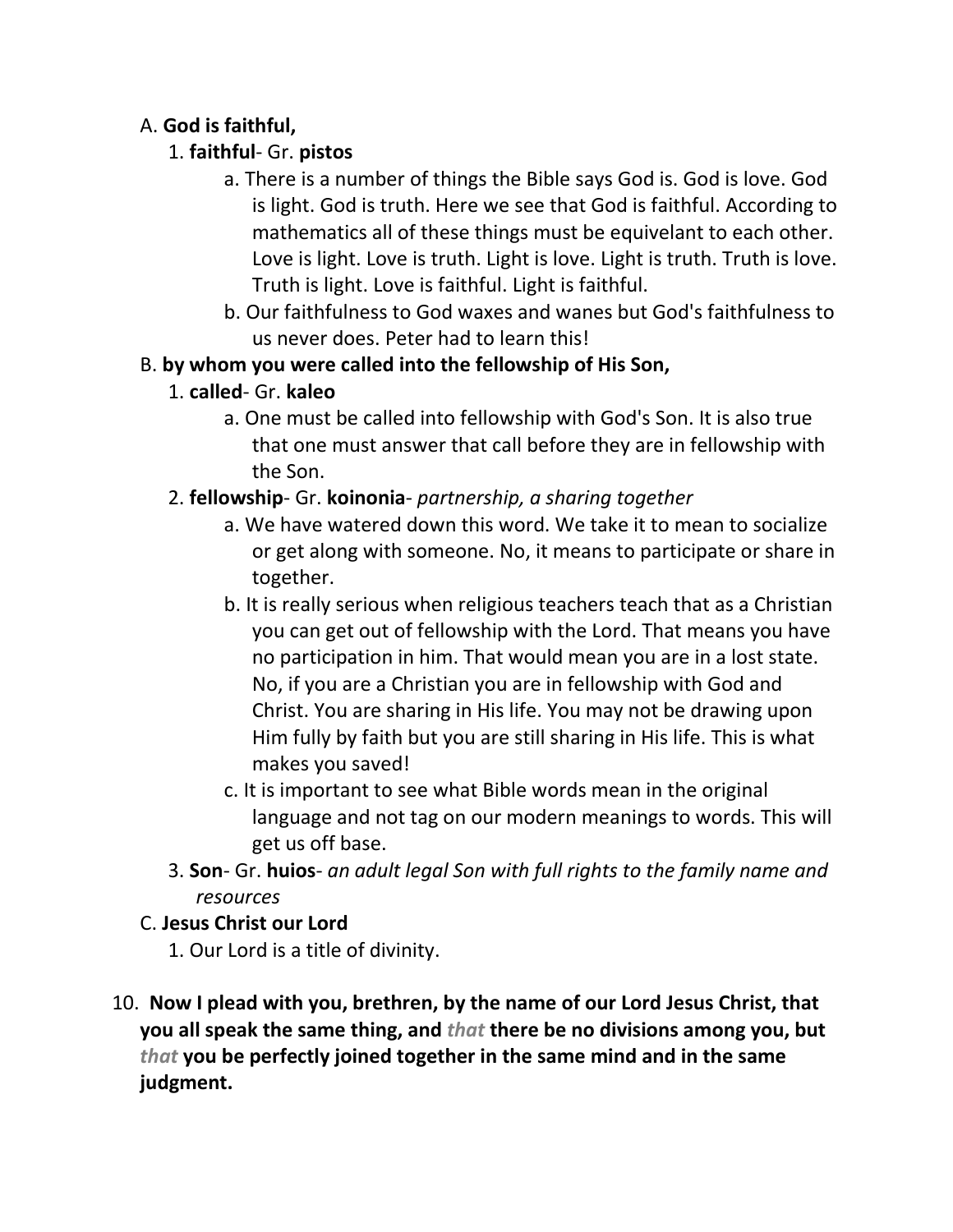A. **God is faithful,**

1. **faithful**- Gr. **pistos**

    a. There is a number of things the Bible says God is. God is love. God is light. God is truth. Here we see that God is faithful. According to mathematics all of these things must be equivelant to each other. Love is light. Love is truth. Light is love. Light is truth. Truth is love. Truth is light. Love is faithful. Light is faithful.

    b. Our faithfulness to God waxes and wanes but God's faithfulness to us never does. Peter had to learn this!

B. **by whom you were called into the fellowship of His Son,**

1. **called**- Gr. **kaleo**

    a. One must be called into fellowship with God's Son. It is also true that one must answer that call before they are in fellowship with the Son.

2. **fellowship**- Gr. **koinonia**- *partnership, a sharing together*

    a. We have watered down this word. We take it to mean to socialize or get along with someone. No, it means to participate or share in together.

    b. It is really serious when religious teachers teach that as a Christian you can get out of fellowship with the Lord. That means you have no participation in him. That would mean you are in a lost state. No, if you are a Christian you are in fellowship with God and Christ. You are sharing in His life. You may not be drawing upon Him fully by faith but you are still sharing in His life. This is what makes you saved!

    c. It is important to see what Bible words mean in the original language and not tag on our modern meanings to words. This will get us off base.

3. **Son**- Gr. **huios**- *an adult legal Son with full rights to the family name and resources*

C. **Jesus Christ our Lord**

1. Our Lord is a title of divinity.

10. **Now I plead with you, brethren, by the name of our Lord Jesus Christ, that you all speak the same thing, and *that* there be no divisions among you, but *that* you be perfectly joined together in the same mind and in the same judgment.**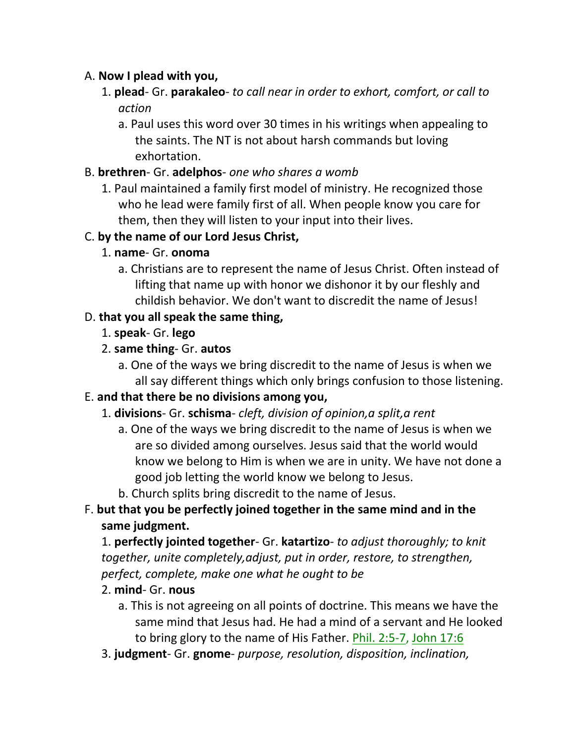A. **Now I plead with you,**

1. **plead**- Gr. **parakaleo**- *to call near in order to exhort, comfort, or call to action*
   a. Paul uses this word over 30 times in his writings when appealing to the saints. The NT is not about harsh commands but loving exhortation.

B. **brethren**- Gr. **adelphos**- *one who shares a womb*

1. Paul maintained a family first model of ministry. He recognized those who he lead were family first of all. When people know you care for them, then they will listen to your input into their lives.

C. **by the name of our Lord Jesus Christ,**

1. **name**- Gr. **onoma**
   a. Christians are to represent the name of Jesus Christ. Often instead of lifting that name up with honor we dishonor it by our fleshly and childish behavior. We don't want to discredit the name of Jesus!

D. **that you all speak the same thing,**

1. **speak**- Gr. **lego**
2. **same thing**- Gr. **autos**
   a. One of the ways we bring discredit to the name of Jesus is when we all say different things which only brings confusion to those listening.

E. **and that there be no divisions among you,**

1. **divisions**- Gr. **schisma**- *cleft, division of opinion,a split,a rent*
   a. One of the ways we bring discredit to the name of Jesus is when we are so divided among ourselves. Jesus said that the world would know we belong to Him is when we are in unity. We have not done a good job letting the world know we belong to Jesus.
   b. Church splits bring discredit to the name of Jesus.

F. **but that you be perfectly joined together in the same mind and in the same judgment.**

1. **perfectly jointed together**- Gr. **katartizo**- *to adjust thoroughly; to knit together, unite completely,adjust, put in order, restore, to strengthen, perfect, complete, make one what he ought to be*
2. **mind**- Gr. **nous**
   a. This is not agreeing on all points of doctrine. This means we have the same mind that Jesus had. He had a mind of a servant and He looked to bring glory to the name of His Father. Phil. 2:5-7, John 17:6
3. **judgment**- Gr. **gnome**- *purpose, resolution, disposition, inclination,*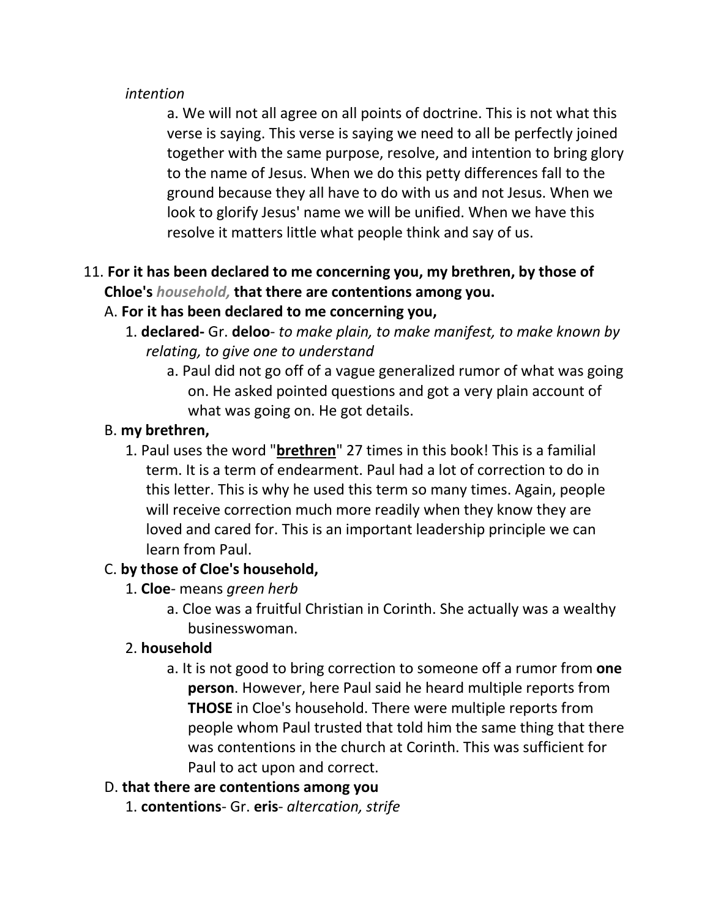*intention*

a. We will not all agree on all points of doctrine. This is not what this verse is saying. This verse is saying we need to all be perfectly joined together with the same purpose, resolve, and intention to bring glory to the name of Jesus. When we do this petty differences fall to the ground because they all have to do with us and not Jesus. When we look to glorify Jesus' name we will be unified. When we have this resolve it matters little what people think and say of us.

11. **For it has been declared to me concerning you, my brethren, by those of Chloe's *household,* that there are contentions among you.**

A. **For it has been declared to me concerning you,**

1. **declared-** Gr. **deloo**- *to make plain, to make manifest, to make known by relating, to give one to understand*

a. Paul did not go off of a vague generalized rumor of what was going on. He asked pointed questions and got a very plain account of what was going on. He got details.

B. **my brethren,**

1. Paul uses the word "**brethren**" 27 times in this book! This is a familial term. It is a term of endearment. Paul had a lot of correction to do in this letter. This is why he used this term so many times. Again, people will receive correction much more readily when they know they are loved and cared for. This is an important leadership principle we can learn from Paul.

C. **by those of Cloe's household,**

1. **Cloe**- means *green herb*

a. Cloe was a fruitful Christian in Corinth. She actually was a wealthy businesswoman.

2. **household**

a. It is not good to bring correction to someone off a rumor from **one person**. However, here Paul said he heard multiple reports from **THOSE** in Cloe's household. There were multiple reports from people whom Paul trusted that told him the same thing that there was contentions in the church at Corinth. This was sufficient for Paul to act upon and correct.

D. **that there are contentions among you**

1. **contentions**- Gr. **eris**- *altercation, strife*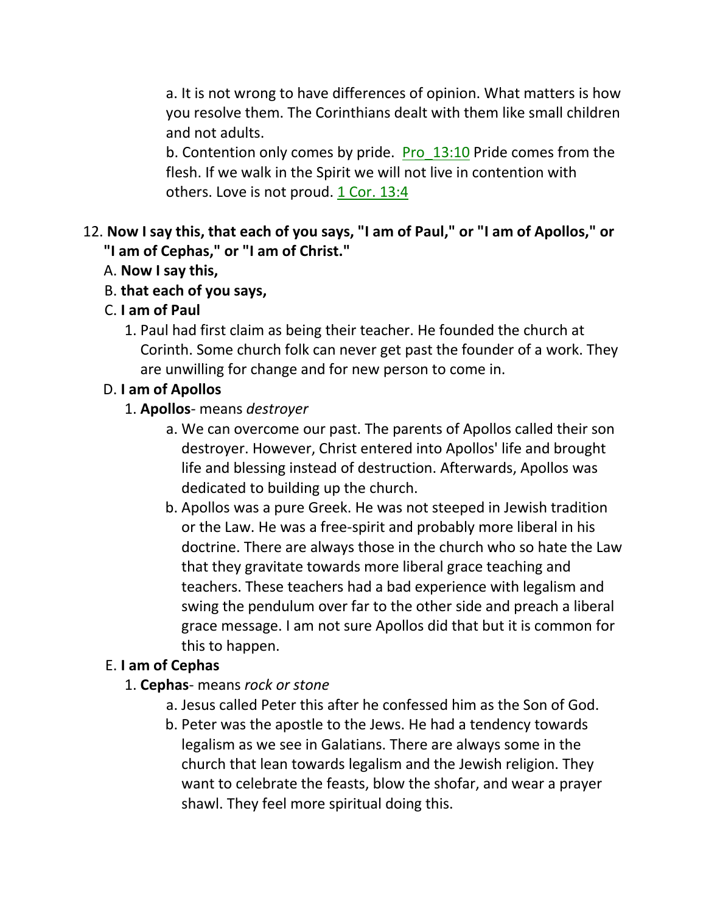a. It is not wrong to have differences of opinion. What matters is how you resolve them. The Corinthians dealt with them like small children and not adults.

b. Contention only comes by pride. Pro_13:10 Pride comes from the flesh. If we walk in the Spirit we will not live in contention with others. Love is not proud. 1 Cor. 13:4

12. **Now I say this, that each of you says, "I am of Paul," or "I am of Apollos," or "I am of Cephas," or "I am of Christ."**

   A. **Now I say this,**

   B. **that each of you says,**

   C. **I am of Paul**

      1. Paul had first claim as being their teacher. He founded the church at Corinth. Some church folk can never get past the founder of a work. They are unwilling for change and for new person to come in.

   D. **I am of Apollos**

      1. **Apollos**- means *destroyer*

         a. We can overcome our past. The parents of Apollos called their son destroyer. However, Christ entered into Apollos' life and brought life and blessing instead of destruction. Afterwards, Apollos was dedicated to building up the church.

         b. Apollos was a pure Greek. He was not steeped in Jewish tradition or the Law. He was a free-spirit and probably more liberal in his doctrine. There are always those in the church who so hate the Law that they gravitate towards more liberal grace teaching and teachers. These teachers had a bad experience with legalism and swing the pendulum over far to the other side and preach a liberal grace message. I am not sure Apollos did that but it is common for this to happen.

   E. **I am of Cephas**

      1. **Cephas**- means *rock or stone*

         a. Jesus called Peter this after he confessed him as the Son of God.

         b. Peter was the apostle to the Jews. He had a tendency towards legalism as we see in Galatians. There are always some in the church that lean towards legalism and the Jewish religion. They want to celebrate the feasts, blow the shofar, and wear a prayer shawl. They feel more spiritual doing this.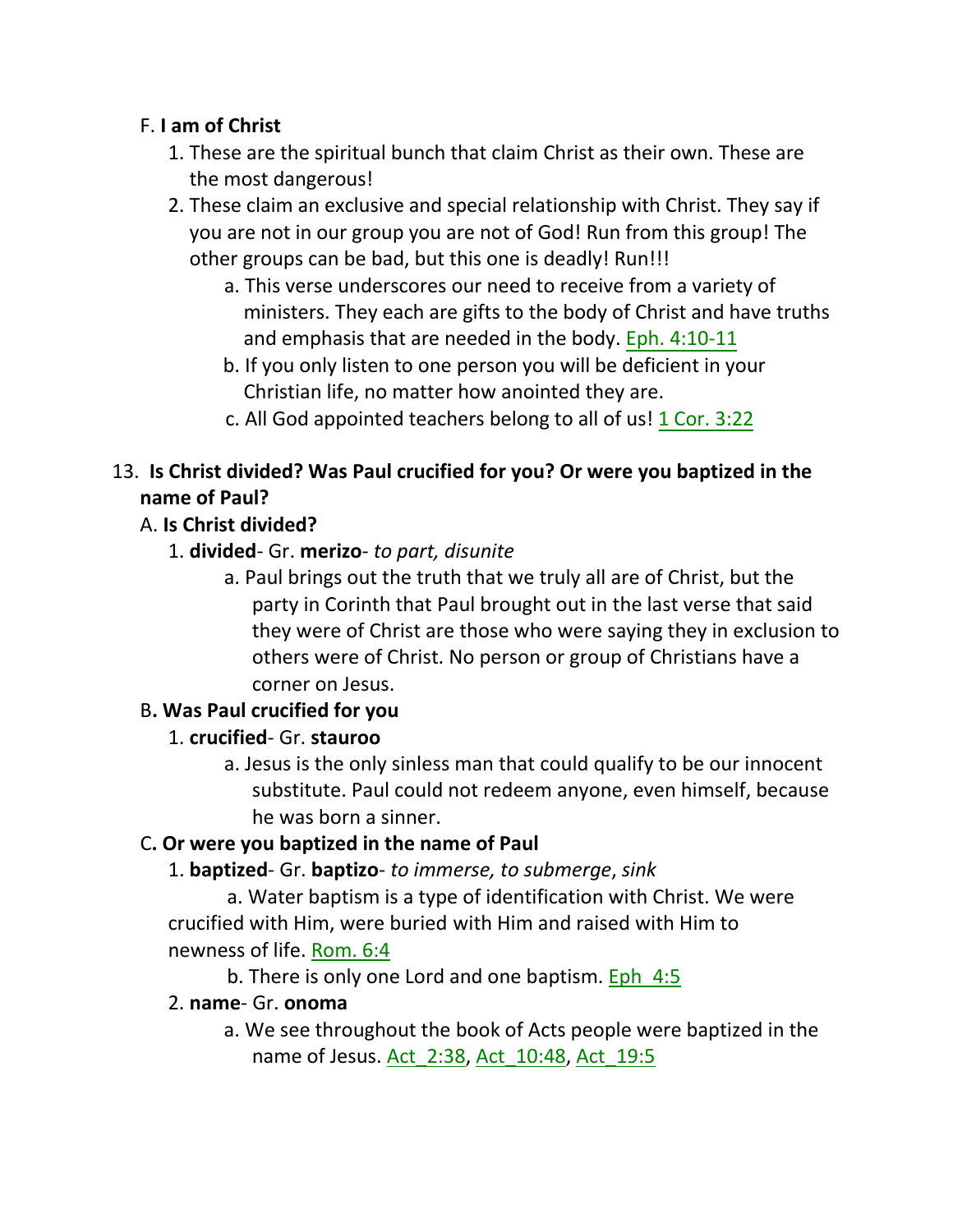F. **I am of Christ**

1. These are the spiritual bunch that claim Christ as their own. These are the most dangerous!
2. These claim an exclusive and special relationship with Christ. They say if you are not in our group you are not of God! Run from this group! The other groups can be bad, but this one is deadly! Run!!!
   a. This verse underscores our need to receive from a variety of ministers. They each are gifts to the body of Christ and have truths and emphasis that are needed in the body. Eph. 4:10-11
   b. If you only listen to one person you will be deficient in your Christian life, no matter how anointed they are.
   c. All God appointed teachers belong to all of us! 1 Cor. 3:22

13. **Is Christ divided? Was Paul crucified for you? Or were you baptized in the name of Paul?**

A. **Is Christ divided?**

1. **divided**- Gr. **merizo**- *to part, disunite*
   a. Paul brings out the truth that we truly all are of Christ, but the party in Corinth that Paul brought out in the last verse that said they were of Christ are those who were saying they in exclusion to others were of Christ. No person or group of Christians have a corner on Jesus.

B**. Was Paul crucified for you**

1. **crucified**- Gr. **stauroo**
   a. Jesus is the only sinless man that could qualify to be our innocent substitute. Paul could not redeem anyone, even himself, because he was born a sinner.

C**. Or were you baptized in the name of Paul**

1. **baptized**- Gr. **baptizo**- *to immerse, to submerge*, *sink*
   a. Water baptism is a type of identification with Christ. We were crucified with Him, were buried with Him and raised with Him to newness of life. Rom. 6:4
   b. There is only one Lord and one baptism. Eph_4:5
2. **name**- Gr. **onoma**
   a. We see throughout the book of Acts people were baptized in the name of Jesus. Act_2:38, Act_10:48, Act_19:5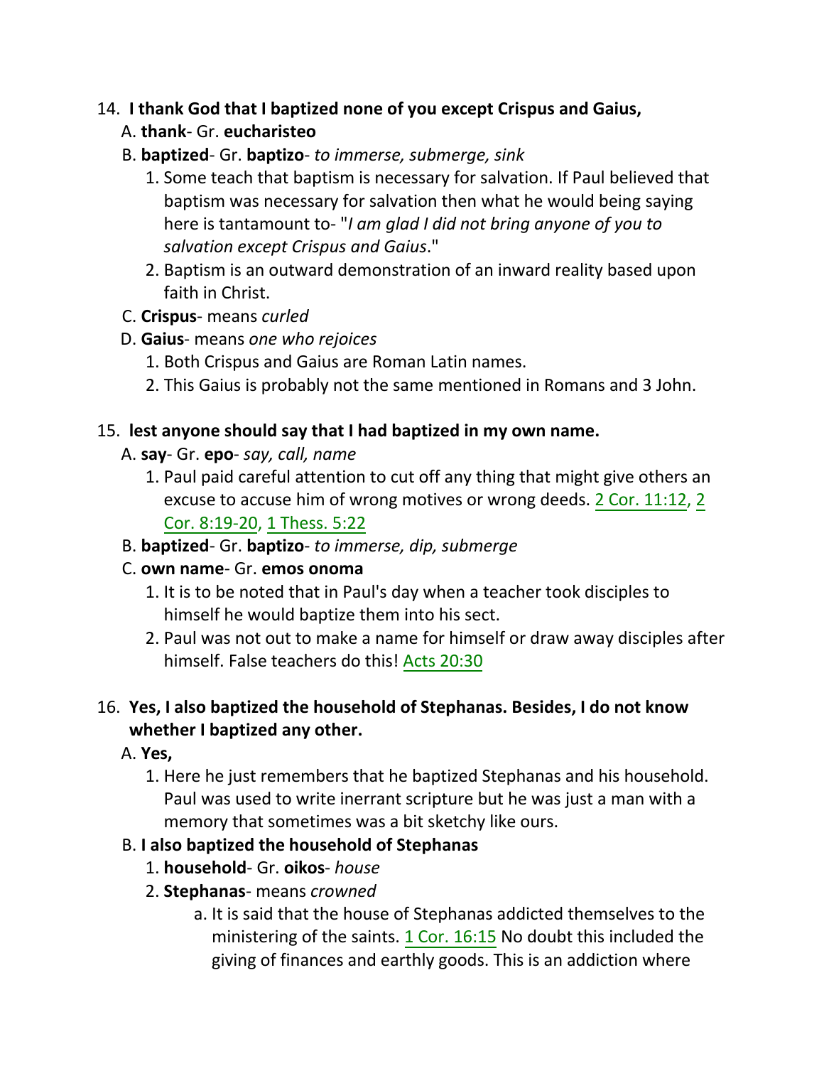14. **I thank God that I baptized none of you except Crispus and Gaius,**
   A. **thank**- Gr. **eucharisteo**
   B. **baptized**- Gr. **baptizo**- *to immerse, submerge, sink*
      1. Some teach that baptism is necessary for salvation. If Paul believed that baptism was necessary for salvation then what he would being saying here is tantamount to- "*I am glad I did not bring anyone of you to salvation except Crispus and Gaius*."
      2. Baptism is an outward demonstration of an inward reality based upon faith in Christ.
   C. **Crispus**- means *curled*
   D. **Gaius**- means *one who rejoices*
      1. Both Crispus and Gaius are Roman Latin names.
      2. This Gaius is probably not the same mentioned in Romans and 3 John.

15. **lest anyone should say that I had baptized in my own name.**
   A. **say**- Gr. **epo**- *say, call, name*
      1. Paul paid careful attention to cut off any thing that might give others an excuse to accuse him of wrong motives or wrong deeds. 2 Cor. 11:12, 2 Cor. 8:19-20, 1 Thess. 5:22
   B. **baptized**- Gr. **baptizo**- *to immerse, dip, submerge*
   C. **own name**- Gr. **emos onoma**
      1. It is to be noted that in Paul's day when a teacher took disciples to himself he would baptize them into his sect.
      2. Paul was not out to make a name for himself or draw away disciples after himself. False teachers do this! Acts 20:30

16. **Yes, I also baptized the household of Stephanas. Besides, I do not know whether I baptized any other.**
   A. **Yes,**
      1. Here he just remembers that he baptized Stephanas and his household. Paul was used to write inerrant scripture but he was just a man with a memory that sometimes was a bit sketchy like ours.
   B. **I also baptized the household of Stephanas**
      1. **household**- Gr. **oikos**- *house*
      2. **Stephanas**- means *crowned*
         a. It is said that the house of Stephanas addicted themselves to the ministering of the saints. 1 Cor. 16:15 No doubt this included the giving of finances and earthly goods. This is an addiction where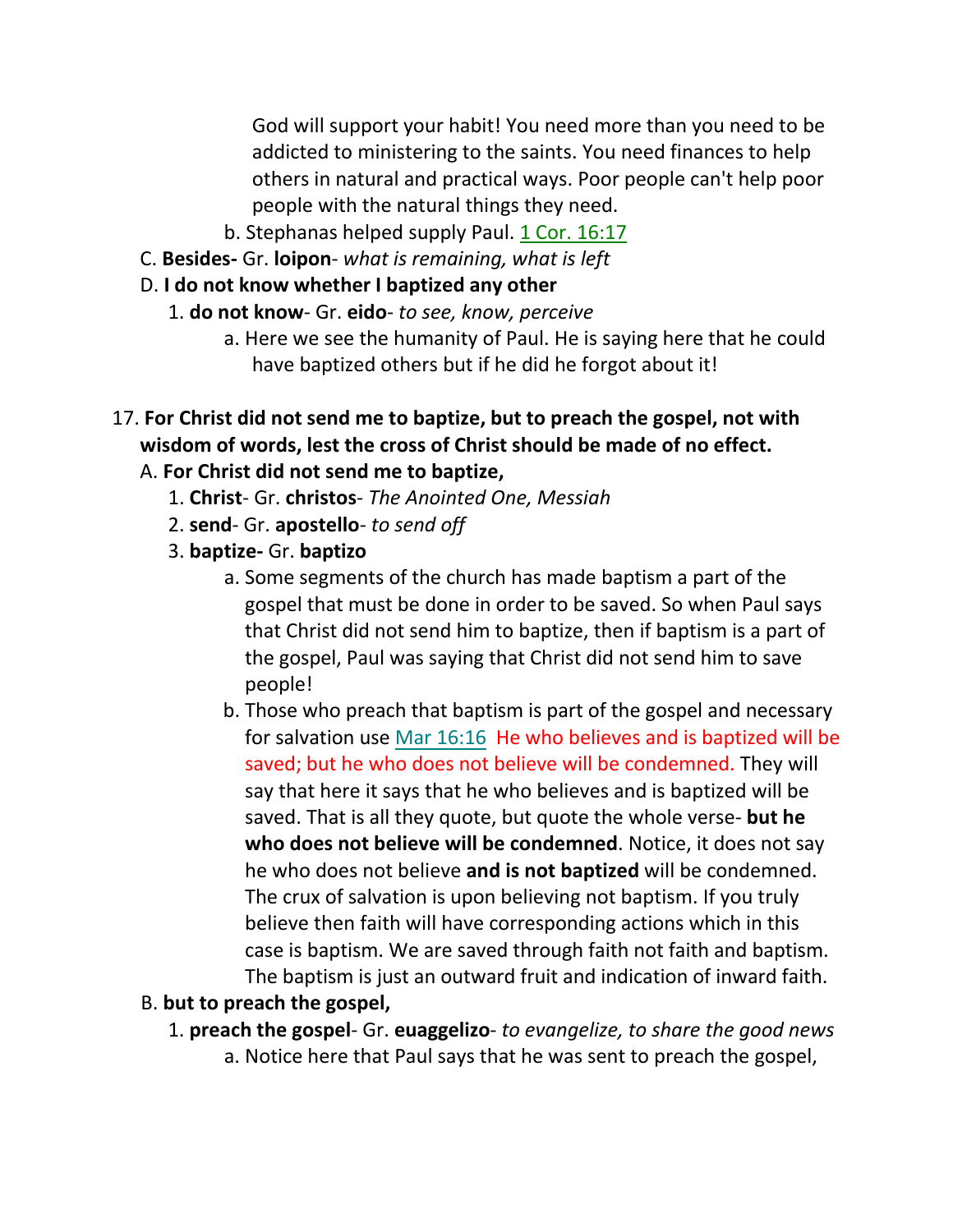God will support your habit! You need more than you need to be addicted to ministering to the saints. You need finances to help others in natural and practical ways. Poor people can't help poor people with the natural things they need.

    b. Stephanas helped supply Paul. 1 Cor. 16:17

C. **Besides-** Gr. **loipon**- *what is remaining, what is left*

D. **I do not know whether I baptized any other**

  1. **do not know**- Gr. **eido**- *to see, know, perceive*

    a. Here we see the humanity of Paul. He is saying here that he could have baptized others but if he did he forgot about it!

17. **For Christ did not send me to baptize, but to preach the gospel, not with wisdom of words, lest the cross of Christ should be made of no effect.**

  A. **For Christ did not send me to baptize,**

    1. **Christ**- Gr. **christos**- *The Anointed One, Messiah*

    2. **send**- Gr. **apostello**- *to send off*

    3. **baptize-** Gr. **baptizo**

      a. Some segments of the church has made baptism a part of the gospel that must be done in order to be saved. So when Paul says that Christ did not send him to baptize, then if baptism is a part of the gospel, Paul was saying that Christ did not send him to save people!

      b. Those who preach that baptism is part of the gospel and necessary for salvation use Mar 16:16 He who believes and is baptized will be saved; but he who does not believe will be condemned. They will say that here it says that he who believes and is baptized will be saved. That is all they quote, but quote the whole verse- **but he who does not believe will be condemned**. Notice, it does not say he who does not believe **and is not baptized** will be condemned. The crux of salvation is upon believing not baptism. If you truly believe then faith will have corresponding actions which in this case is baptism. We are saved through faith not faith and baptism. The baptism is just an outward fruit and indication of inward faith.

  B. **but to preach the gospel,**

    1. **preach the gospel**- Gr. **euaggelizo**- *to evangelize, to share the good news*

      a. Notice here that Paul says that he was sent to preach the gospel,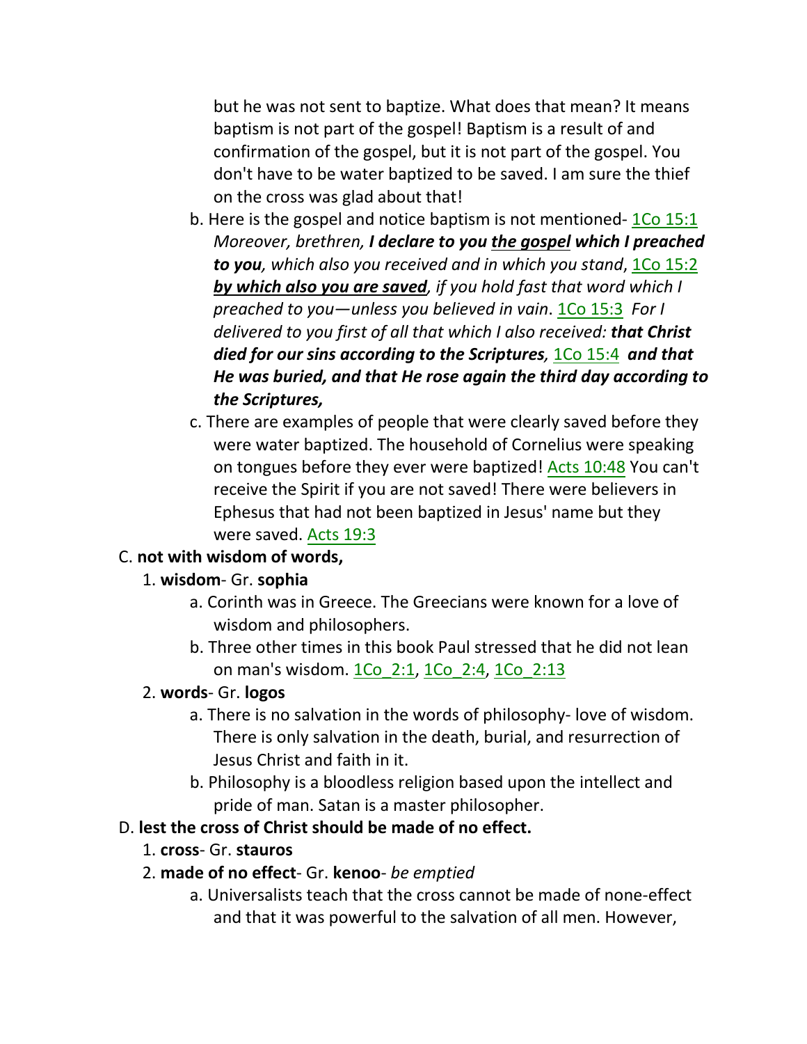but he was not sent to baptize. What does that mean? It means baptism is not part of the gospel! Baptism is a result of and confirmation of the gospel, but it is not part of the gospel. You don't have to be water baptized to be saved. I am sure the thief on the cross was glad about that!

b. Here is the gospel and notice baptism is not mentioned- 1Co 15:1 *Moreover, brethren, **I declare to you <u>the gospel</u> which I preached to you**, which also you received and in which you stand*, 1Co 15:2 ***<u>by which also you are saved</u>**, if you hold fast that word which I preached to you—unless you believed in vain*. 1Co 15:3 *For I delivered to you first of all that which I also received: **that Christ died for our sins according to the Scriptures,*** 1Co 15:4 ***and that He was buried, and that He rose again the third day according to the Scriptures,***

c. There are examples of people that were clearly saved before they were water baptized. The household of Cornelius were speaking on tongues before they ever were baptized! Acts 10:48 You can't receive the Spirit if you are not saved! There were believers in Ephesus that had not been baptized in Jesus' name but they were saved. Acts 19:3

C. **not with wisdom of words,**

1. **wisdom**- Gr. **sophia**
   a. Corinth was in Greece. The Greecians were known for a love of wisdom and philosophers.
   b. Three other times in this book Paul stressed that he did not lean on man's wisdom. 1Co_2:1, 1Co_2:4, 1Co_2:13
2. **words**- Gr. **logos**
   a. There is no salvation in the words of philosophy- love of wisdom. There is only salvation in the death, burial, and resurrection of Jesus Christ and faith in it.
   b. Philosophy is a bloodless religion based upon the intellect and pride of man. Satan is a master philosopher.

D. **lest the cross of Christ should be made of no effect.**

1. **cross**- Gr. **stauros**
2. **made of no effect**- Gr. **kenoo**- *be emptied*
   a. Universalists teach that the cross cannot be made of none-effect and that it was powerful to the salvation of all men. However,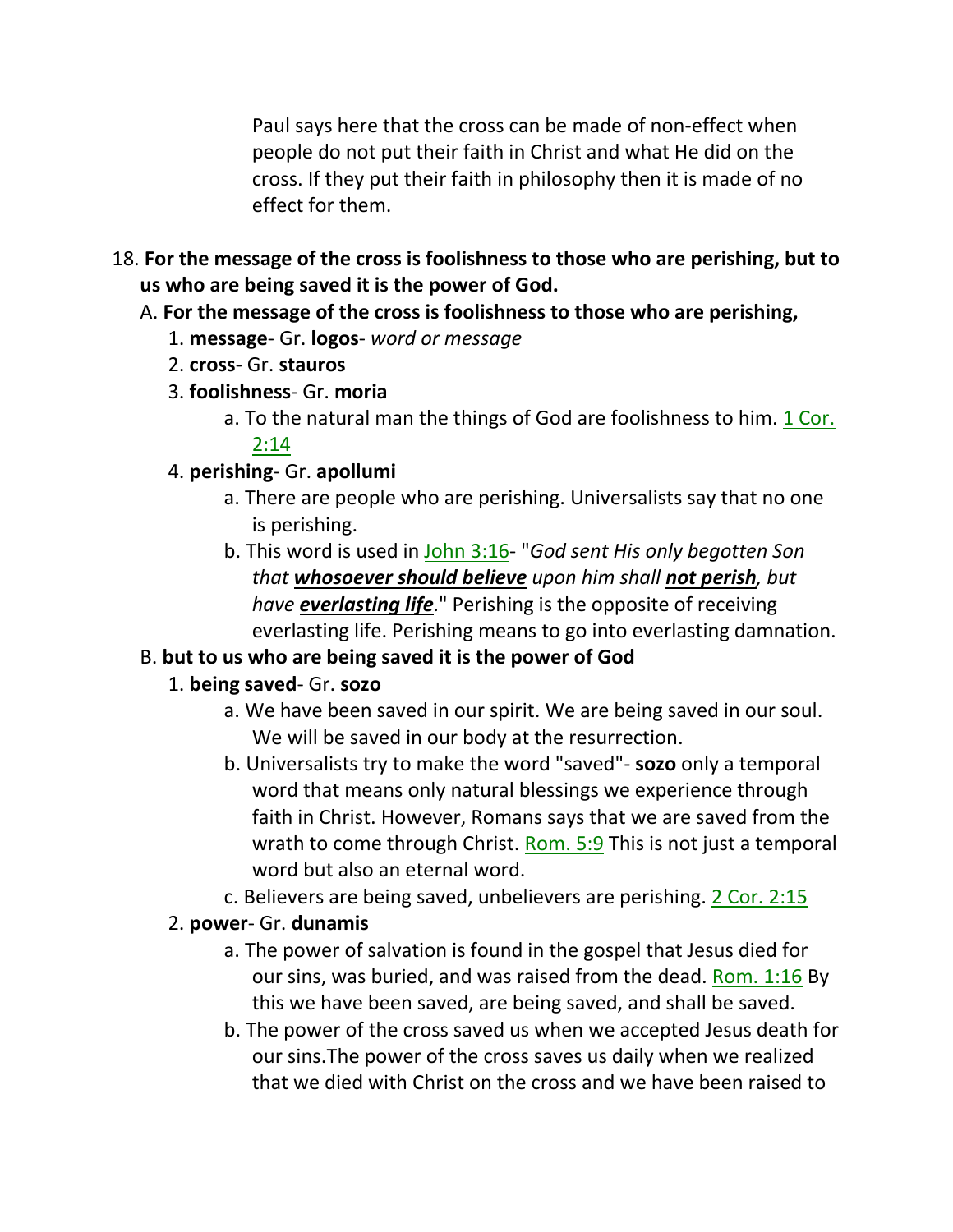Paul says here that the cross can be made of non-effect when people do not put their faith in Christ and what He did on the cross. If they put their faith in philosophy then it is made of no effect for them.

18. **For the message of the cross is foolishness to those who are perishing, but to us who are being saved it is the power of God.**
   A. **For the message of the cross is foolishness to those who are perishing,**
      1. **message**- Gr. **logos**- *word or message*
      2. **cross**- Gr. **stauros**
      3. **foolishness**- Gr. **moria**
         a. To the natural man the things of God are foolishness to him. 1 Cor. 2:14
      4. **perishing**- Gr. **apollumi**
         a. There are people who are perishing. Universalists say that no one is perishing.
         b. This word is used in John 3:16- "*God sent His only begotten Son that **whosoever should believe** upon him shall **not perish**, but have **everlasting life**.*" Perishing is the opposite of receiving everlasting life. Perishing means to go into everlasting damnation.
   B. **but to us who are being saved it is the power of God**
      1. **being saved**- Gr. **sozo**
         a. We have been saved in our spirit. We are being saved in our soul. We will be saved in our body at the resurrection.
         b. Universalists try to make the word "saved"- **sozo** only a temporal word that means only natural blessings we experience through faith in Christ. However, Romans says that we are saved from the wrath to come through Christ. Rom. 5:9 This is not just a temporal word but also an eternal word.
         c. Believers are being saved, unbelievers are perishing. 2 Cor. 2:15
      2. **power**- Gr. **dunamis**
         a. The power of salvation is found in the gospel that Jesus died for our sins, was buried, and was raised from the dead. Rom. 1:16 By this we have been saved, are being saved, and shall be saved.
         b. The power of the cross saved us when we accepted Jesus death for our sins.The power of the cross saves us daily when we realized that we died with Christ on the cross and we have been raised to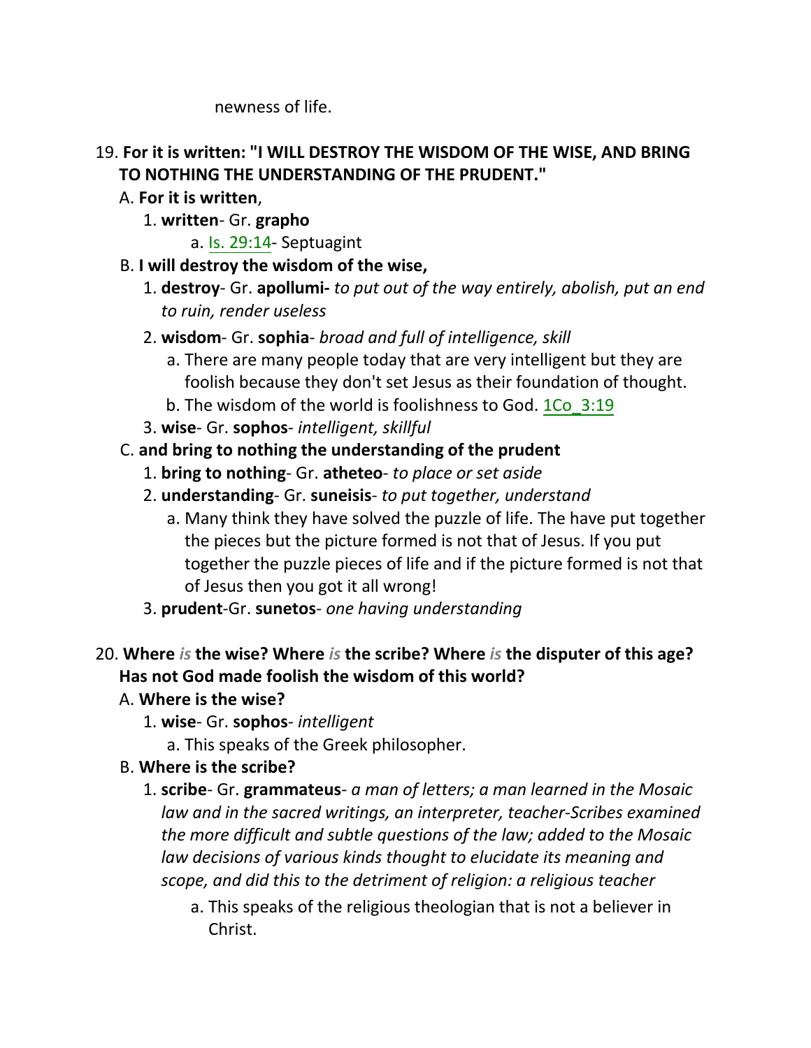newness of life.

19. **For it is written: "I WILL DESTROY THE WISDOM OF THE WISE, AND BRING TO NOTHING THE UNDERSTANDING OF THE PRUDENT."**
    A. **For it is written**,
        1. **written**- Gr. **grapho**
            a. Is. 29:14- Septuagint
    B. **I will destroy the wisdom of the wise,**
        1. **destroy**- Gr. **apollumi-** *to put out of the way entirely, abolish, put an end to ruin, render useless*
        2. **wisdom**- Gr. **sophia**- *broad and full of intelligence, skill*
            a. There are many people today that are very intelligent but they are foolish because they don't set Jesus as their foundation of thought.
            b. The wisdom of the world is foolishness to God. 1Co_3:19
        3. **wise**- Gr. **sophos**- *intelligent, skillful*
    C. **and bring to nothing the understanding of the prudent**
        1. **bring to nothing**- Gr. **atheteo**- *to place or set aside*
        2. **understanding**- Gr. **suneisis**- *to put together, understand*
            a. Many think they have solved the puzzle of life. The have put together the pieces but the picture formed is not that of Jesus. If you put together the puzzle pieces of life and if the picture formed is not that of Jesus then you got it all wrong!
        3. **prudent**-Gr. **sunetos**- *one having understanding*

20. **Where *is* the wise? Where *is* the scribe? Where *is* the disputer of this age? Has not God made foolish the wisdom of this world?**
    A. **Where is the wise?**
        1. **wise**- Gr. **sophos**- *intelligent*
            a. This speaks of the Greek philosopher.
    B. **Where is the scribe?**
        1. **scribe**- Gr. **grammateus**- *a man of letters; a man learned in the Mosaic law and in the sacred writings, an interpreter, teacher-Scribes examined the more difficult and subtle questions of the law; added to the Mosaic law decisions of various kinds thought to elucidate its meaning and scope, and did this to the detriment of religion: a religious teacher*
            a. This speaks of the religious theologian that is not a believer in Christ.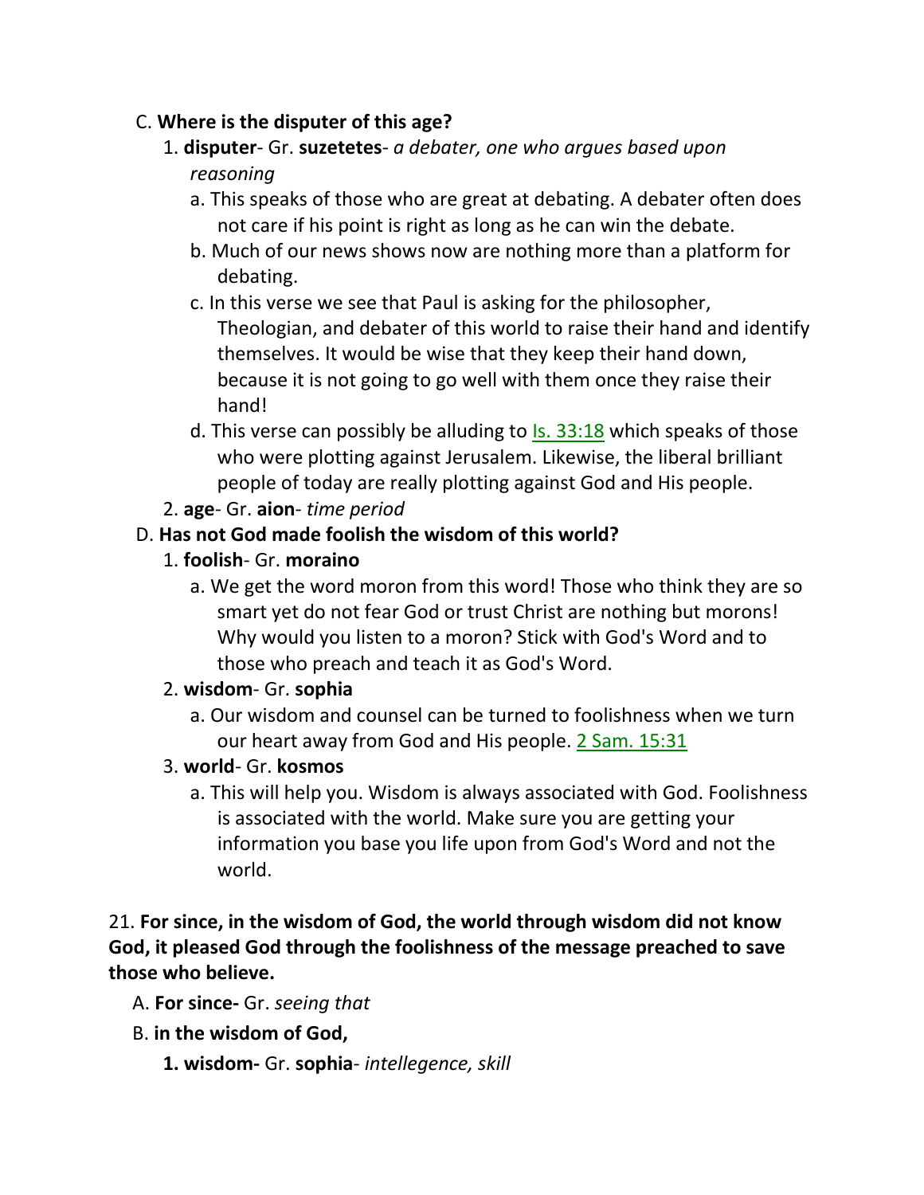C. **Where is the disputer of this age?**

1. **disputer**- Gr. **suzetetes**- *a debater, one who argues based upon reasoning*

    a. This speaks of those who are great at debating. A debater often does not care if his point is right as long as he can win the debate.

    b. Much of our news shows now are nothing more than a platform for debating.

    c. In this verse we see that Paul is asking for the philosopher, Theologian, and debater of this world to raise their hand and identify themselves. It would be wise that they keep their hand down, because it is not going to go well with them once they raise their hand!

    d. This verse can possibly be alluding to Is. 33:18 which speaks of those who were plotting against Jerusalem. Likewise, the liberal brilliant people of today are really plotting against God and His people.

2. **age**- Gr. **aion**- *time period*

D. **Has not God made foolish the wisdom of this world?**

1. **foolish**- Gr. **moraino**

    a. We get the word moron from this word! Those who think they are so smart yet do not fear God or trust Christ are nothing but morons! Why would you listen to a moron? Stick with God's Word and to those who preach and teach it as God's Word.

2. **wisdom**- Gr. **sophia**

    a. Our wisdom and counsel can be turned to foolishness when we turn our heart away from God and His people. 2 Sam. 15:31

3. **world**- Gr. **kosmos**

    a. This will help you. Wisdom is always associated with God. Foolishness is associated with the world. Make sure you are getting your information you base you life upon from God's Word and not the world.

21. **For since, in the wisdom of God, the world through wisdom did not know God, it pleased God through the foolishness of the message preached to save those who believe.**

A. **For since-** Gr. *seeing that*

B. **in the wisdom of God,**

**1. wisdom-** Gr. **sophia**- *intellegence, skill*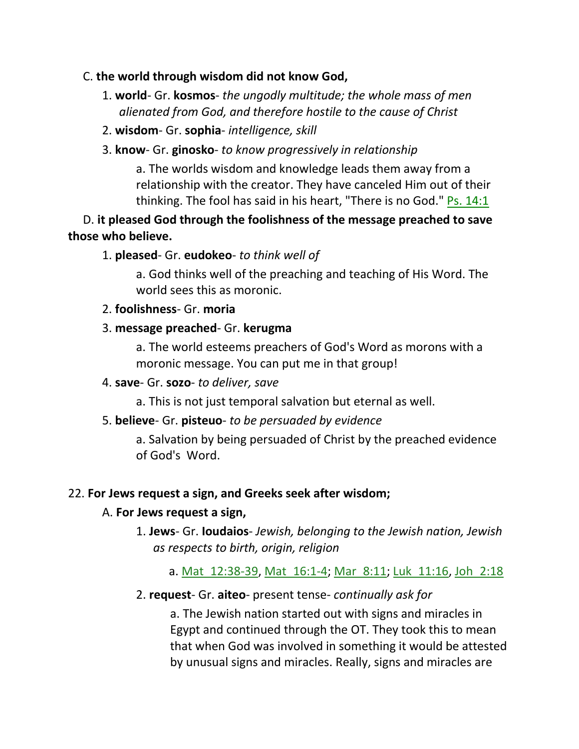C. **the world through wisdom did not know God,**

1. **world**- Gr. **kosmos**- *the ungodly multitude; the whole mass of men alienated from God, and therefore hostile to the cause of Christ*

2. **wisdom**- Gr. **sophia**- *intelligence, skill*

3. **know**- Gr. **ginosko**- *to know progressively in relationship*

   a. The worlds wisdom and knowledge leads them away from a relationship with the creator. They have canceled Him out of their thinking. The fool has said in his heart, "There is no God." Ps. 14:1

D. **it pleased God through the foolishness of the message preached to save those who believe.**

1. **pleased**- Gr. **eudokeo**- *to think well of*

   a. God thinks well of the preaching and teaching of His Word. The world sees this as moronic.

2. **foolishness**- Gr. **moria**

3. **message preached**- Gr. **kerugma**

   a. The world esteems preachers of God's Word as morons with a moronic message. You can put me in that group!

4. **save**- Gr. **sozo**- *to deliver, save*

   a. This is not just temporal salvation but eternal as well.

5. **believe**- Gr. **pisteuo**- *to be persuaded by evidence*

   a. Salvation by being persuaded of Christ by the preached evidence of God's Word.

22. **For Jews request a sign, and Greeks seek after wisdom;**

A. **For Jews request a sign,**

1. **Jews**- Gr. **Ioudaios**- *Jewish, belonging to the Jewish nation, Jewish as respects to birth, origin, religion*

   a. Mat 12:38-39, Mat 16:1-4; Mar 8:11; Luk 11:16, Joh 2:18

2. **request**- Gr. **aiteo**- present tense- *continually ask for*

   a. The Jewish nation started out with signs and miracles in Egypt and continued through the OT. They took this to mean that when God was involved in something it would be attested by unusual signs and miracles. Really, signs and miracles are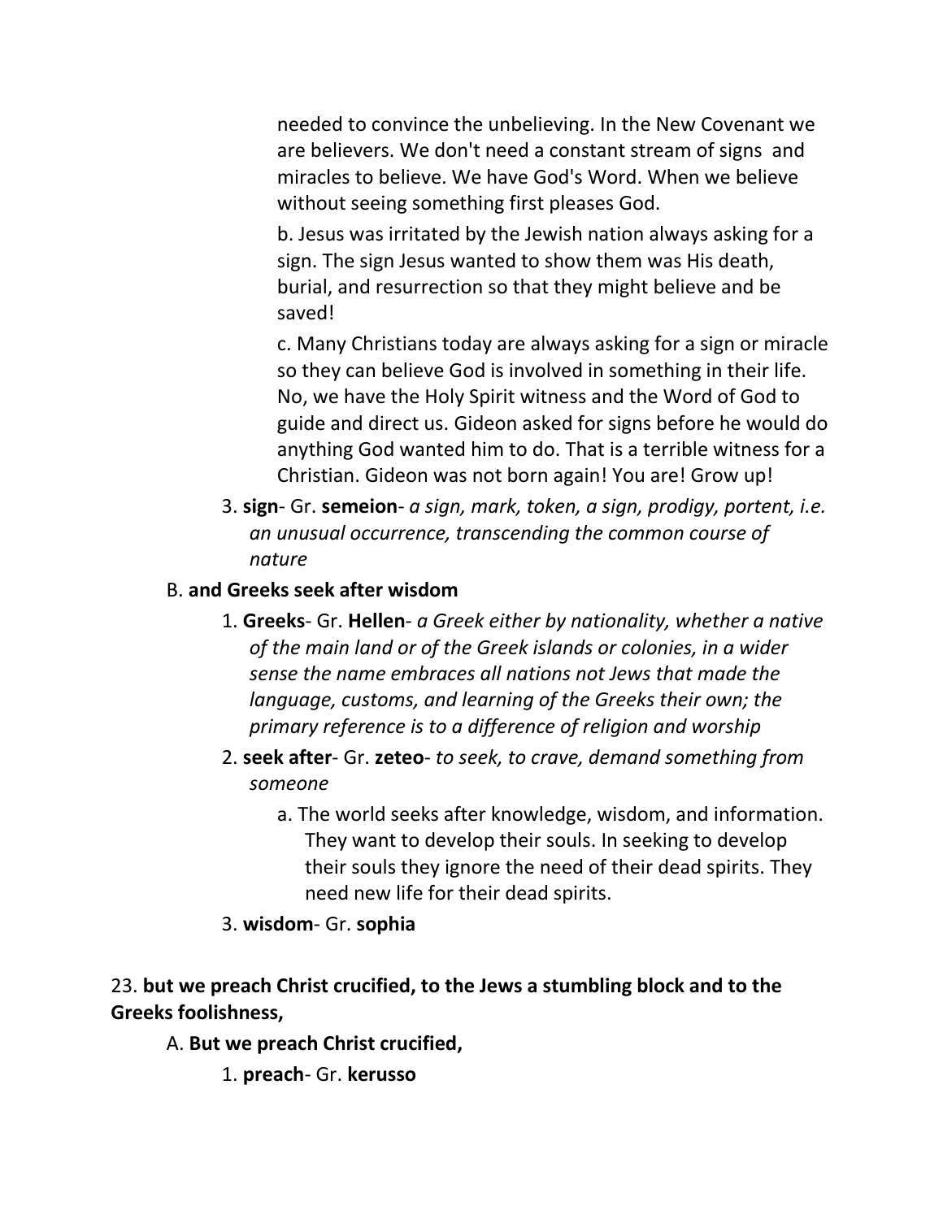needed to convince the unbelieving. In the New Covenant we are believers. We don't need a constant stream of signs and miracles to believe. We have God's Word. When we believe without seeing something first pleases God.

b. Jesus was irritated by the Jewish nation always asking for a sign. The sign Jesus wanted to show them was His death, burial, and resurrection so that they might believe and be saved!

c. Many Christians today are always asking for a sign or miracle so they can believe God is involved in something in their life. No, we have the Holy Spirit witness and the Word of God to guide and direct us. Gideon asked for signs before he would do anything God wanted him to do. That is a terrible witness for a Christian. Gideon was not born again! You are! Grow up!

3. **sign**- Gr. **semeion**- *a sign, mark, token, a sign, prodigy, portent, i.e. an unusual occurrence, transcending the common course of nature*

B. **and Greeks seek after wisdom**

1. **Greeks**- Gr. **Hellen**- *a Greek either by nationality, whether a native of the main land or of the Greek islands or colonies, in a wider sense the name embraces all nations not Jews that made the language, customs, and learning of the Greeks their own; the primary reference is to a difference of religion and worship*

2. **seek after**- Gr. **zeteo**- *to seek, to crave, demand something from someone*

a. The world seeks after knowledge, wisdom, and information. They want to develop their souls. In seeking to develop their souls they ignore the need of their dead spirits. They need new life for their dead spirits.

3. **wisdom**- Gr. **sophia**

23. **but we preach Christ crucified, to the Jews a stumbling block and to the Greeks foolishness,**

A. **But we preach Christ crucified,**

1. **preach**- Gr. **kerusso**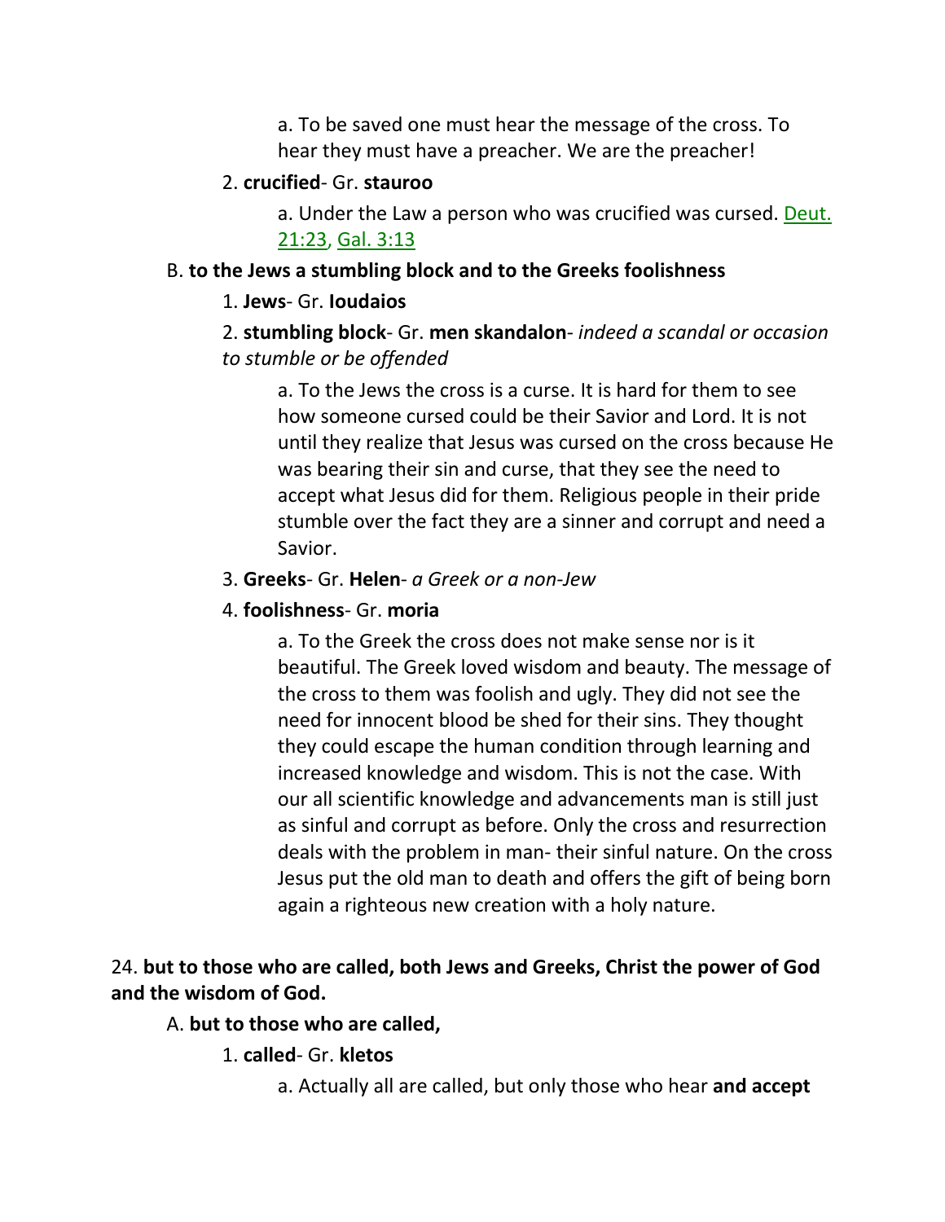a. To be saved one must hear the message of the cross. To hear they must have a preacher. We are the preacher!

2. **crucified**- Gr. **stauroo**

a. Under the Law a person who was crucified was cursed. Deut. 21:23, Gal. 3:13

B. **to the Jews a stumbling block and to the Greeks foolishness**

1. **Jews**- Gr. **Ioudaios**

2. **stumbling block**- Gr. **men skandalon**- *indeed a scandal or occasion to stumble or be offended*

a. To the Jews the cross is a curse. It is hard for them to see how someone cursed could be their Savior and Lord. It is not until they realize that Jesus was cursed on the cross because He was bearing their sin and curse, that they see the need to accept what Jesus did for them. Religious people in their pride stumble over the fact they are a sinner and corrupt and need a Savior.

3. **Greeks**- Gr. **Helen**- *a Greek or a non-Jew*

4. **foolishness**- Gr. **moria**

a. To the Greek the cross does not make sense nor is it beautiful. The Greek loved wisdom and beauty. The message of the cross to them was foolish and ugly. They did not see the need for innocent blood be shed for their sins. They thought they could escape the human condition through learning and increased knowledge and wisdom. This is not the case. With our all scientific knowledge and advancements man is still just as sinful and corrupt as before. Only the cross and resurrection deals with the problem in man- their sinful nature. On the cross Jesus put the old man to death and offers the gift of being born again a righteous new creation with a holy nature.

24. **but to those who are called, both Jews and Greeks, Christ the power of God and the wisdom of God.**

A. **but to those who are called,**

1. **called**- Gr. **kletos**

a. Actually all are called, but only those who hear **and accept**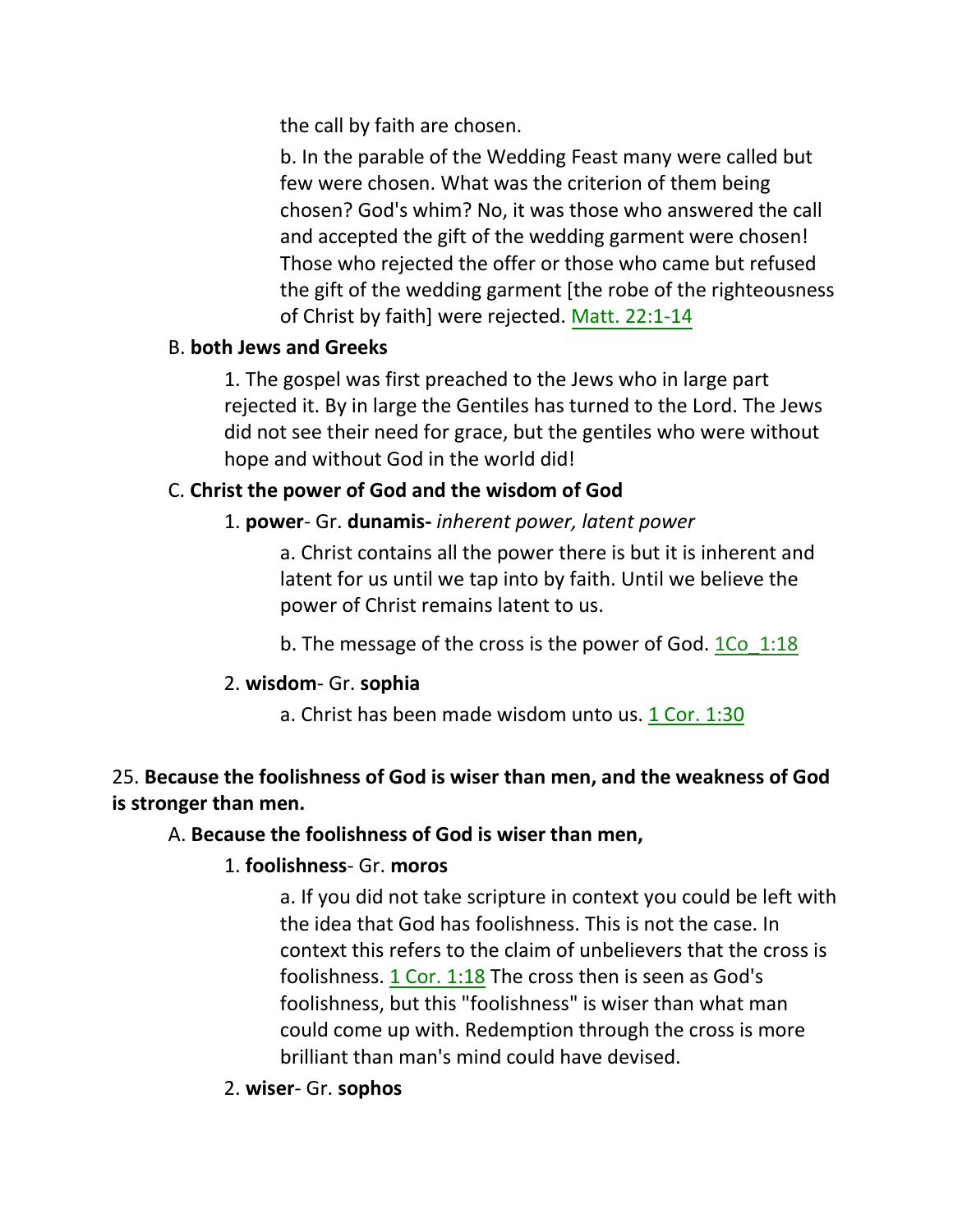the call by faith are chosen.

b. In the parable of the Wedding Feast many were called but few were chosen. What was the criterion of them being chosen? God's whim? No, it was those who answered the call and accepted the gift of the wedding garment were chosen! Those who rejected the offer or those who came but refused the gift of the wedding garment [the robe of the righteousness of Christ by faith] were rejected. Matt. 22:1-14

B. **both Jews and Greeks**

1. The gospel was first preached to the Jews who in large part rejected it. By in large the Gentiles has turned to the Lord. The Jews did not see their need for grace, but the gentiles who were without hope and without God in the world did!

C. **Christ the power of God and the wisdom of God**

1. **power**- Gr. **dunamis-** *inherent power, latent power*

a. Christ contains all the power there is but it is inherent and latent for us until we tap into by faith. Until we believe the power of Christ remains latent to us.

b. The message of the cross is the power of God. 1Co_1:18

2. **wisdom**- Gr. **sophia**

a. Christ has been made wisdom unto us. 1 Cor. 1:30

25. **Because the foolishness of God is wiser than men, and the weakness of God is stronger than men.**

A. **Because the foolishness of God is wiser than men,**

1. **foolishness**- Gr. **moros**

a. If you did not take scripture in context you could be left with the idea that God has foolishness. This is not the case. In context this refers to the claim of unbelievers that the cross is foolishness. 1 Cor. 1:18 The cross then is seen as God's foolishness, but this "foolishness" is wiser than what man could come up with. Redemption through the cross is more brilliant than man's mind could have devised.

2. **wiser**- Gr. **sophos**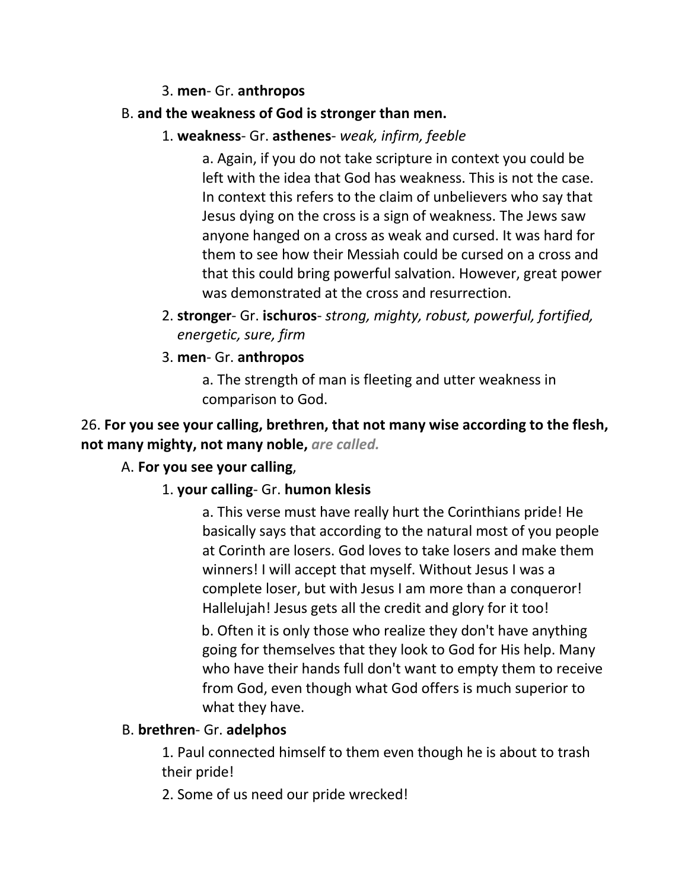3. **men**- Gr. **anthropos**

B. **and the weakness of God is stronger than men.**

1. **weakness**- Gr. **asthenes**- *weak, infirm, feeble*

a. Again, if you do not take scripture in context you could be left with the idea that God has weakness. This is not the case. In context this refers to the claim of unbelievers who say that Jesus dying on the cross is a sign of weakness. The Jews saw anyone hanged on a cross as weak and cursed. It was hard for them to see how their Messiah could be cursed on a cross and that this could bring powerful salvation. However, great power was demonstrated at the cross and resurrection.

2. **stronger**- Gr. **ischuros**- *strong, mighty, robust, powerful, fortified, energetic, sure, firm*

3. **men**- Gr. **anthropos**

a. The strength of man is fleeting and utter weakness in comparison to God.

26. **For you see your calling, brethren, that not many wise according to the flesh, not many mighty, not many noble,** ***are called.***

A. **For you see your calling**,

1. **your calling**- Gr. **humon klesis**

a. This verse must have really hurt the Corinthians pride! He basically says that according to the natural most of you people at Corinth are losers. God loves to take losers and make them winners! I will accept that myself. Without Jesus I was a complete loser, but with Jesus I am more than a conqueror! Hallelujah! Jesus gets all the credit and glory for it too!

b. Often it is only those who realize they don't have anything going for themselves that they look to God for His help. Many who have their hands full don't want to empty them to receive from God, even though what God offers is much superior to what they have.

B. **brethren**- Gr. **adelphos**

1. Paul connected himself to them even though he is about to trash their pride!

2. Some of us need our pride wrecked!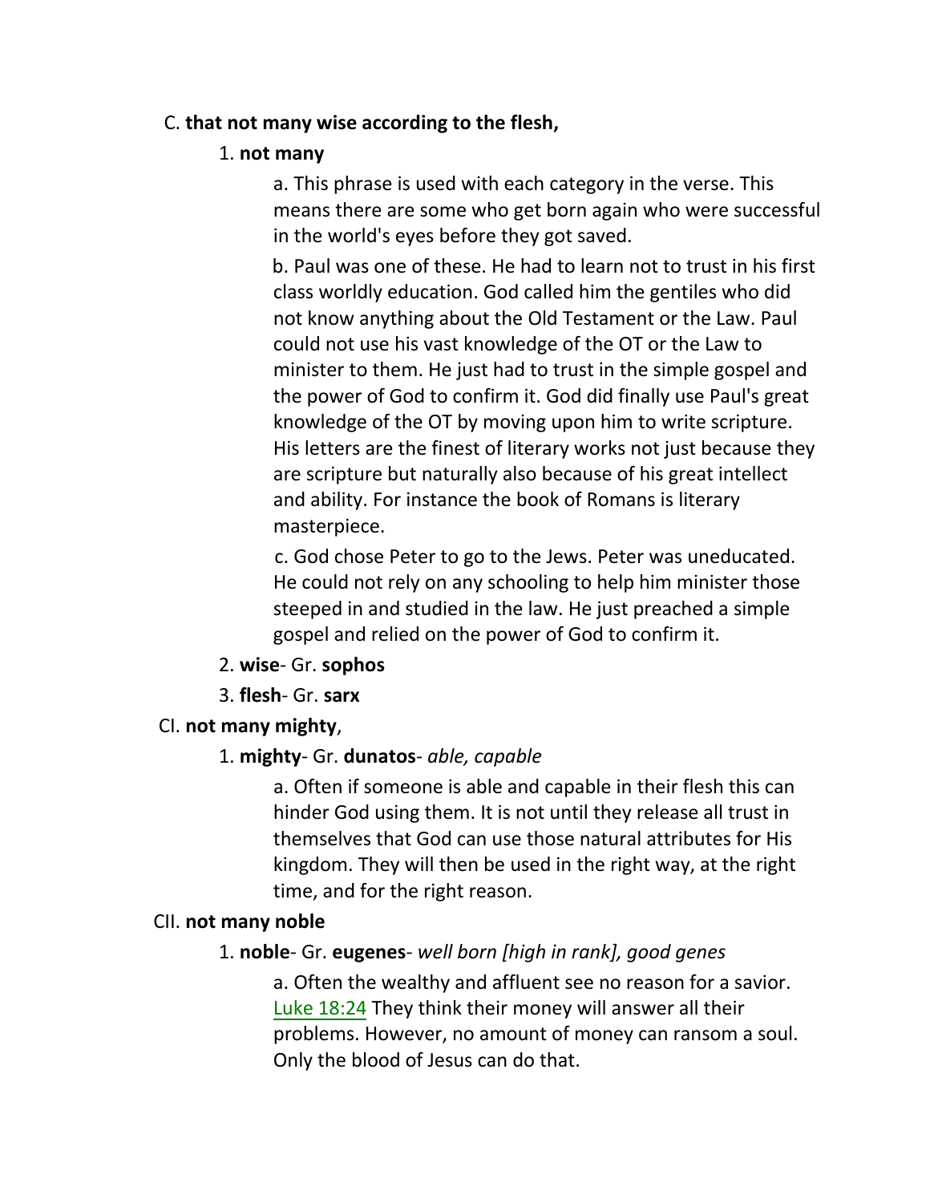C. **that not many wise according to the flesh,**

1. **not many**

    a. This phrase is used with each category in the verse. This means there are some who get born again who were successful in the world's eyes before they got saved.

    b. Paul was one of these. He had to learn not to trust in his first class worldly education. God called him the gentiles who did not know anything about the Old Testament or the Law. Paul could not use his vast knowledge of the OT or the Law to minister to them. He just had to trust in the simple gospel and the power of God to confirm it. God did finally use Paul's great knowledge of the OT by moving upon him to write scripture. His letters are the finest of literary works not just because they are scripture but naturally also because of his great intellect and ability. For instance the book of Romans is literary masterpiece.

    c. God chose Peter to go to the Jews. Peter was uneducated. He could not rely on any schooling to help him minister those steeped in and studied in the law. He just preached a simple gospel and relied on the power of God to confirm it.

2. **wise**- Gr. **sophos**

3. **flesh**- Gr. **sarx**

CI. **not many mighty**,

1. **mighty**- Gr. **dunatos**- *able, capable*

    a. Often if someone is able and capable in their flesh this can hinder God using them. It is not until they release all trust in themselves that God can use those natural attributes for His kingdom. They will then be used in the right way, at the right time, and for the right reason.

CII. **not many noble**

1. **noble**- Gr. **eugenes**- *well born [high in rank], good genes*

    a. Often the wealthy and affluent see no reason for a savior. Luke 18:24 They think their money will answer all their problems. However, no amount of money can ransom a soul. Only the blood of Jesus can do that.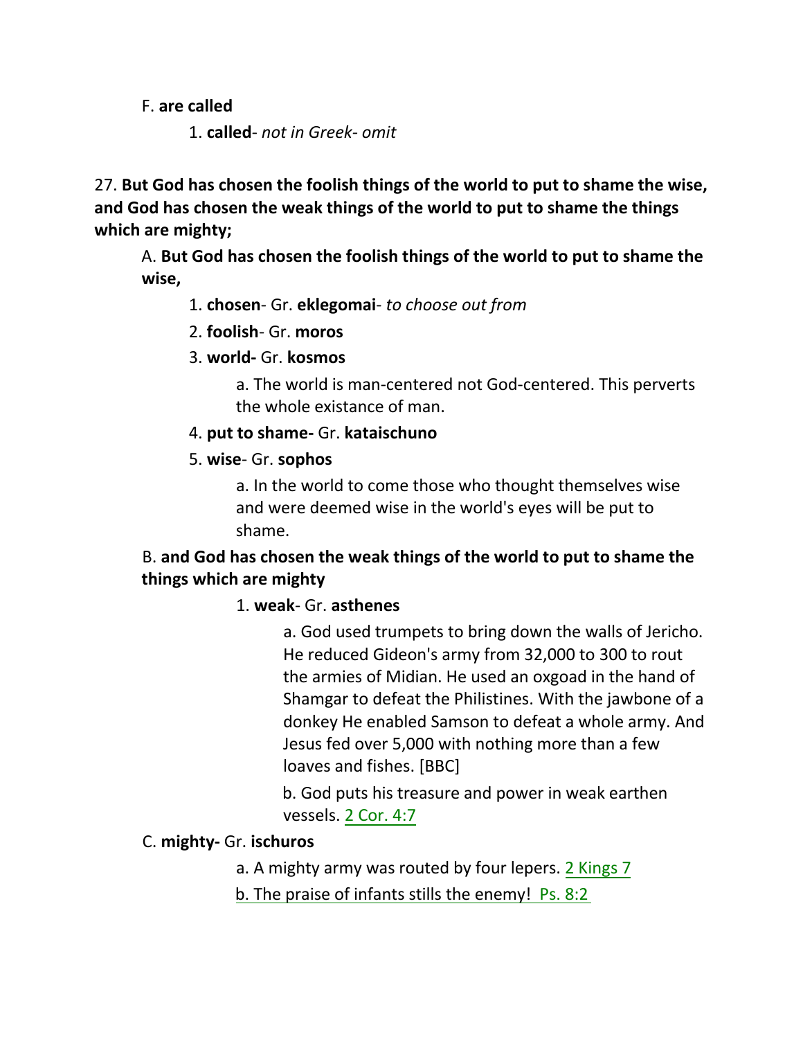F. **are called**

1. **called**- *not in Greek- omit*

27. **But God has chosen the foolish things of the world to put to shame the wise, and God has chosen the weak things of the world to put to shame the things which are mighty;**

A. **But God has chosen the foolish things of the world to put to shame the wise,**

1. **chosen**- Gr. **eklegomai**- *to choose out from*

2. **foolish**- Gr. **moros**

3. **world-** Gr. **kosmos**

a. The world is man-centered not God-centered. This perverts the whole existance of man.

4. **put to shame-** Gr. **kataischuno**

5. **wise**- Gr. **sophos**

a. In the world to come those who thought themselves wise and were deemed wise in the world's eyes will be put to shame.

B. **and God has chosen the weak things of the world to put to shame the things which are mighty**

1. **weak**- Gr. **asthenes**

a. God used trumpets to bring down the walls of Jericho. He reduced Gideon's army from 32,000 to 300 to rout the armies of Midian. He used an oxgoad in the hand of Shamgar to defeat the Philistines. With the jawbone of a donkey He enabled Samson to defeat a whole army. And Jesus fed over 5,000 with nothing more than a few loaves and fishes. [BBC]

b. God puts his treasure and power in weak earthen vessels. 2 Cor. 4:7

C. **mighty-** Gr. **ischuros**

a. A mighty army was routed by four lepers. 2 Kings 7

b. The praise of infants stills the enemy! Ps. 8:2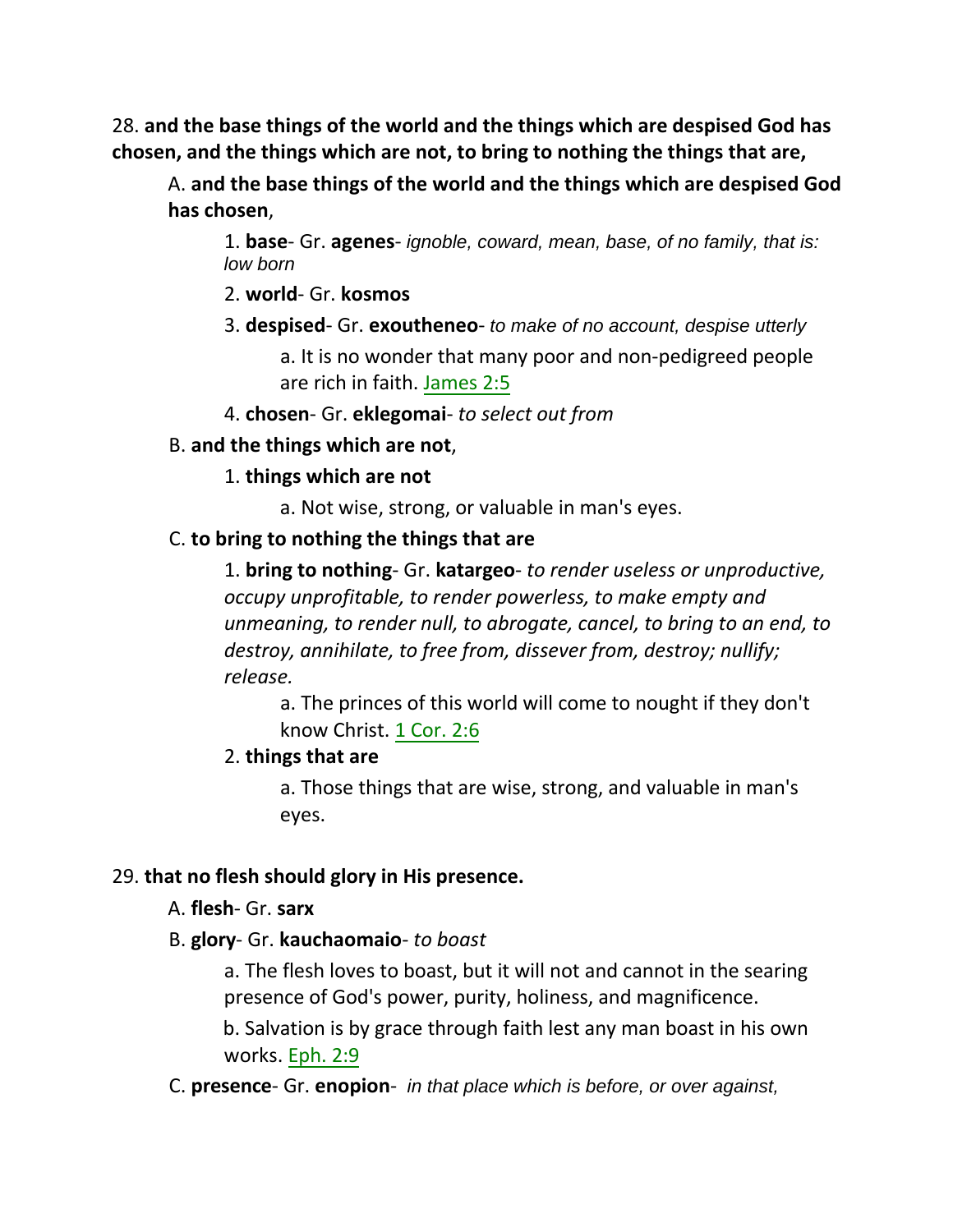28. **and the base things of the world and the things which are despised God has chosen, and the things which are not, to bring to nothing the things that are,**

A. **and the base things of the world and the things which are despised God has chosen**,

1. **base**- Gr. **agenes**- *ignoble, coward, mean, base, of no family, that is: low born*

2. **world**- Gr. **kosmos**

3. **despised**- Gr. **exoutheneo**- *to make of no account, despise utterly*

a. It is no wonder that many poor and non-pedigreed people are rich in faith. James 2:5

4. **chosen**- Gr. **eklegomai**- *to select out from*

B. **and the things which are not**,

1. **things which are not**

a. Not wise, strong, or valuable in man's eyes.

C. **to bring to nothing the things that are**

1. **bring to nothing**- Gr. **katargeo**- *to render useless or unproductive, occupy unprofitable, to render powerless, to make empty and unmeaning, to render null, to abrogate, cancel, to bring to an end, to destroy, annihilate, to free from, dissever from, destroy; nullify; release.*

a. The princes of this world will come to nought if they don't know Christ. 1 Cor. 2:6

2. **things that are**

a. Those things that are wise, strong, and valuable in man's eyes.

29. **that no flesh should glory in His presence.**

A. **flesh**- Gr. **sarx**

B. **glory**- Gr. **kauchaomaio**- *to boast*

a. The flesh loves to boast, but it will not and cannot in the searing presence of God's power, purity, holiness, and magnificence.

b. Salvation is by grace through faith lest any man boast in his own works. Eph. 2:9

C. **presence**- Gr. **enopion**- *in that place which is before, or over against,*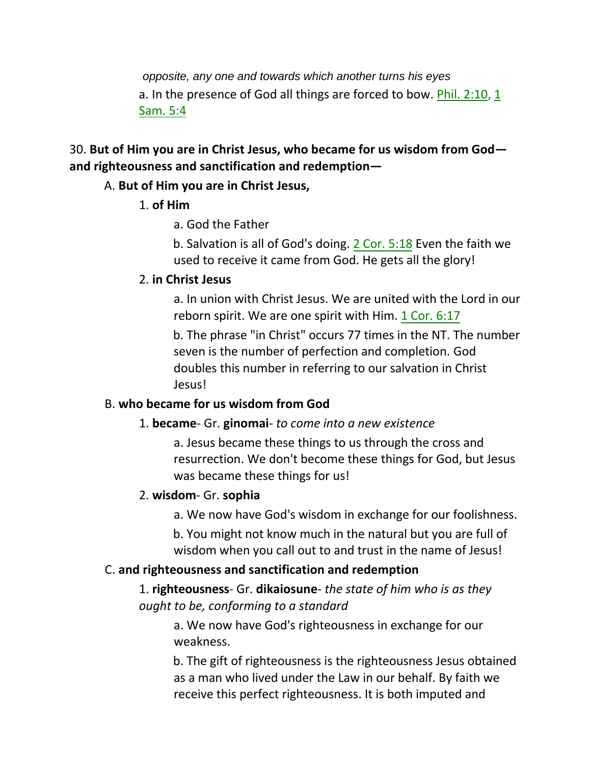*opposite, any one and towards which another turns his eyes*

a. In the presence of God all things are forced to bow. Phil. 2:10, 1 Sam. 5:4

30. **But of Him you are in Christ Jesus, who became for us wisdom from God—and righteousness and sanctification and redemption—**

A. **But of Him you are in Christ Jesus,**

1. **of Him**

a. God the Father

b. Salvation is all of God's doing. 2 Cor. 5:18 Even the faith we used to receive it came from God. He gets all the glory!

2. **in Christ Jesus**

a. In union with Christ Jesus. We are united with the Lord in our reborn spirit. We are one spirit with Him. 1 Cor. 6:17

b. The phrase "in Christ" occurs 77 times in the NT. The number seven is the number of perfection and completion. God doubles this number in referring to our salvation in Christ Jesus!

B. **who became for us wisdom from God**

1. **became**- Gr. **ginomai**- *to come into a new existence*

a. Jesus became these things to us through the cross and resurrection. We don't become these things for God, but Jesus was became these things for us!

2. **wisdom**- Gr. **sophia**

a. We now have God's wisdom in exchange for our foolishness.

b. You might not know much in the natural but you are full of wisdom when you call out to and trust in the name of Jesus!

C. **and righteousness and sanctification and redemption**

1. **righteousness**- Gr. **dikaiosune**- *the state of him who is as they ought to be, conforming to a standard*

a. We now have God's righteousness in exchange for our weakness.

b. The gift of righteousness is the righteousness Jesus obtained as a man who lived under the Law in our behalf. By faith we receive this perfect righteousness. It is both imputed and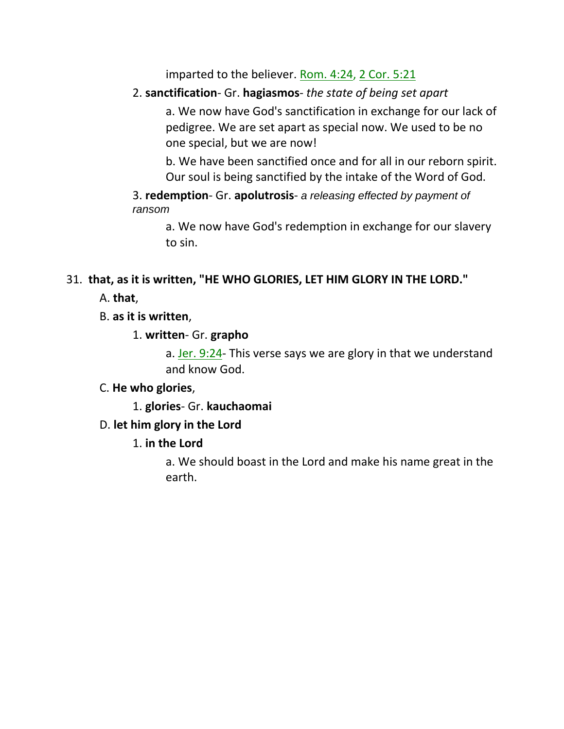imparted to the believer. Rom. 4:24, 2 Cor. 5:21

2. **sanctification**- Gr. **hagiasmos**- *the state of being set apart*

   a. We now have God's sanctification in exchange for our lack of pedigree. We are set apart as special now. We used to be no one special, but we are now!

   b. We have been sanctified once and for all in our reborn spirit. Our soul is being sanctified by the intake of the Word of God.

3. **redemption**- Gr. **apolutrosis**- *a releasing effected by payment of ransom*

   a. We now have God's redemption in exchange for our slavery to sin.

31. **that, as it is written, "HE WHO GLORIES, LET HIM GLORY IN THE LORD."**

A. **that**,

B. **as it is written**,

1. **written**- Gr. **grapho**

   a. Jer. 9:24- This verse says we are glory in that we understand and know God.

C. **He who glories**,

1. **glories**- Gr. **kauchaomai**

D. **let him glory in the Lord**

1. **in the Lord**

   a. We should boast in the Lord and make his name great in the earth.